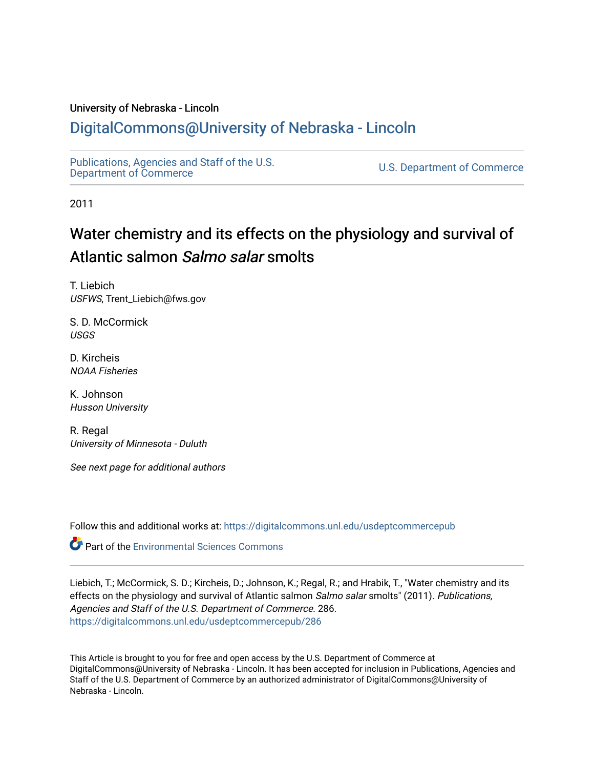University of Nebraska - Lincoln

## DigitalCommons@University of Nebraska - Lincoln

Publications, Agencies and Staff of the U.S. Department of Commerce

U.S. Department of Commerce

2011

# Water chemistry and its effects on the physiology and survival of Atlantic salmon *Salmo salar* smolts

T. Liebich
*USFWS*, Trent_Liebich@fws.gov

S. D. McCormick
*USGS*

D. Kircheis
*NOAA Fisheries*

K. Johnson
*Husson University*

R. Regal
*University of Minnesota - Duluth*

*See next page for additional authors*

Follow this and additional works at: https://digitalcommons.unl.edu/usdeptcommercepub

Part of the Environmental Sciences Commons

Liebich, T.; McCormick, S. D.; Kircheis, D.; Johnson, K.; Regal, R.; and Hrabik, T., "Water chemistry and its effects on the physiology and survival of Atlantic salmon *Salmo salar* smolts" (2011). *Publications, Agencies and Staff of the U.S. Department of Commerce*. 286.
https://digitalcommons.unl.edu/usdeptcommercepub/286

This Article is brought to you for free and open access by the U.S. Department of Commerce at DigitalCommons@University of Nebraska - Lincoln. It has been accepted for inclusion in Publications, Agencies and Staff of the U.S. Department of Commerce by an authorized administrator of DigitalCommons@University of Nebraska - Lincoln.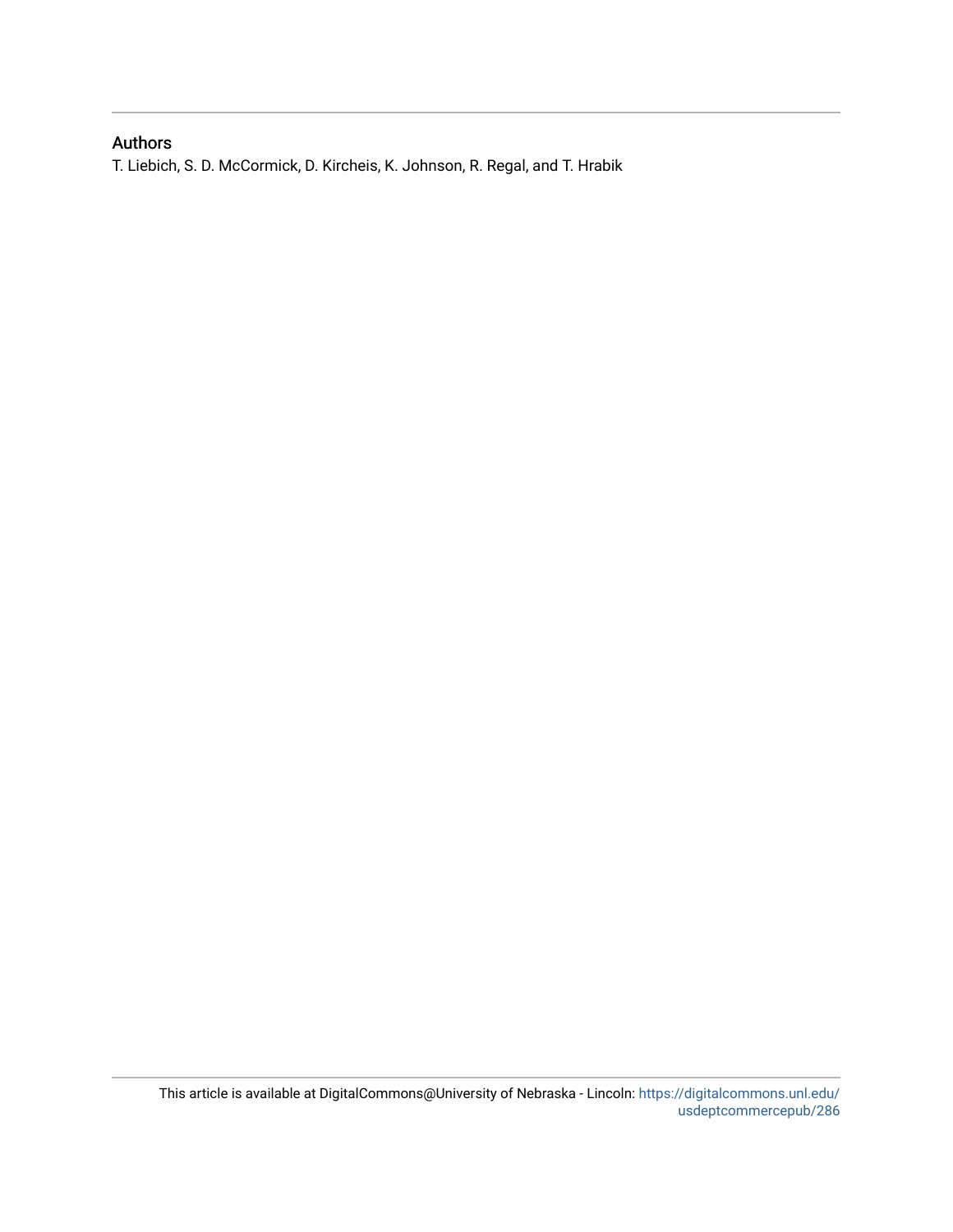## Authors

T. Liebich, S. D. McCormick, D. Kircheis, K. Johnson, R. Regal, and T. Hrabik

This article is available at DigitalCommons@University of Nebraska - Lincoln: https://digitalcommons.unl.edu/usdeptcommercepub/286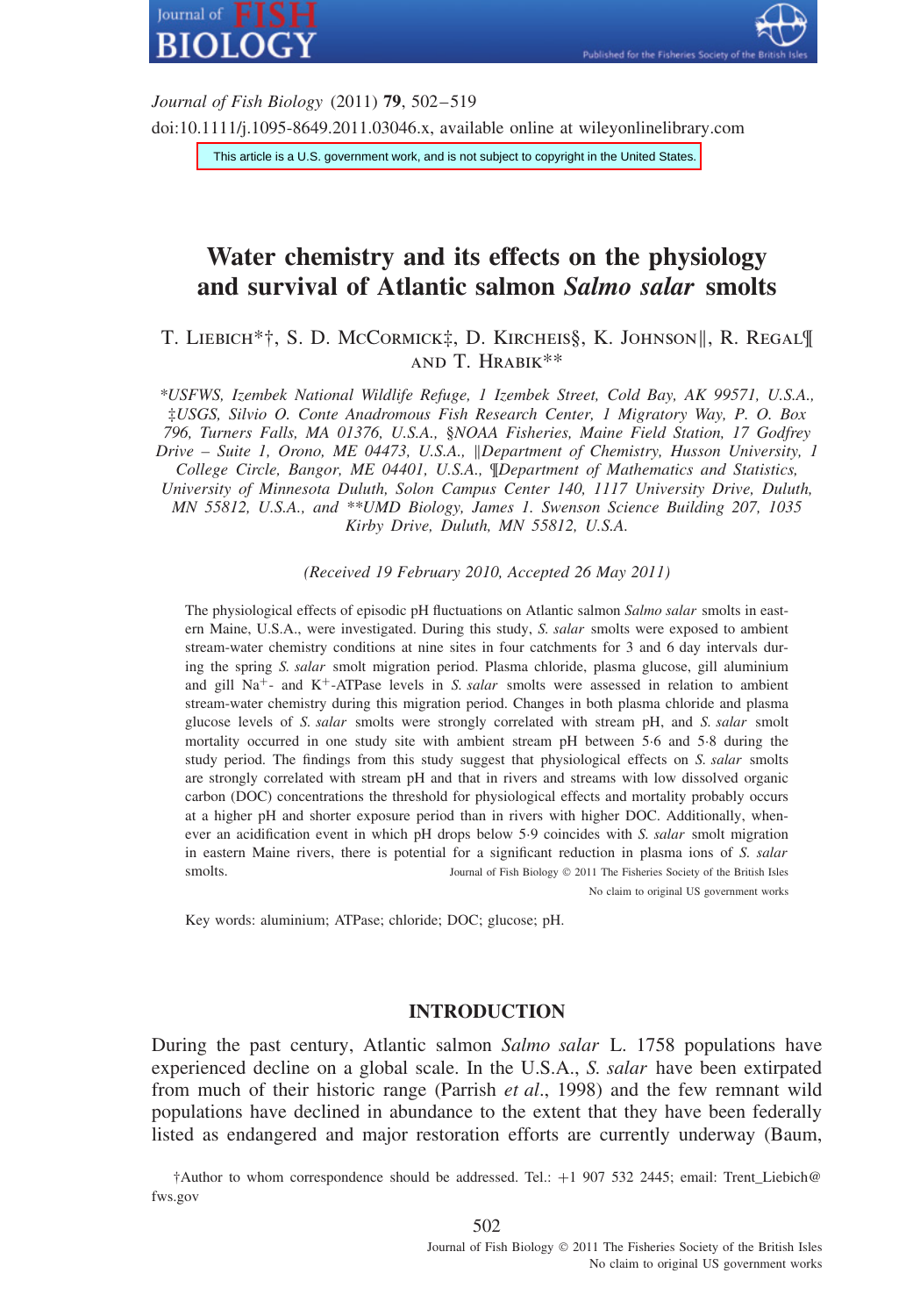*Journal of Fish Biology* (2011) **79**, 502–519

doi:10.1111/j.1095-8649.2011.03046.x, available online at wileyonlinelibrary.com

This article is a U.S. government work, and is not subject to copyright in the United States.

# Water chemistry and its effects on the physiology and survival of Atlantic salmon *Salmo salar* smolts

T. Liebich\*†, S. D. McCormick‡, D. Kircheis§, K. Johnson‖, R. Regal¶ and T. Hrabik\*\*

*\*USFWS, Izembek National Wildlife Refuge, 1 Izembek Street, Cold Bay, AK 99571, U.S.A., ‡USGS, Silvio O. Conte Anadromous Fish Research Center, 1 Migratory Way, P. O. Box 796, Turners Falls, MA 01376, U.S.A., §NOAA Fisheries, Maine Field Station, 17 Godfrey Drive – Suite 1, Orono, ME 04473, U.S.A., ‖Department of Chemistry, Husson University, 1 College Circle, Bangor, ME 04401, U.S.A., ¶Department of Mathematics and Statistics, University of Minnesota Duluth, Solon Campus Center 140, 1117 University Drive, Duluth, MN 55812, U.S.A., and \*\*UMD Biology, James I. Swenson Science Building 207, 1035 Kirby Drive, Duluth, MN 55812, U.S.A.*

*(Received 19 February 2010, Accepted 26 May 2011)*

The physiological effects of episodic pH fluctuations on Atlantic salmon *Salmo salar* smolts in eastern Maine, U.S.A., were investigated. During this study, *S. salar* smolts were exposed to ambient stream-water chemistry conditions at nine sites in four catchments for 3 and 6 day intervals during the spring *S. salar* smolt migration period. Plasma chloride, plasma glucose, gill aluminium and gill $Na^+$- and $K^+$-ATPase levels in *S. salar* smolts were assessed in relation to ambient stream-water chemistry during this migration period. Changes in both plasma chloride and plasma glucose levels of *S. salar* smolts were strongly correlated with stream pH, and *S. salar* smolt mortality occurred in one study site with ambient stream pH between 5·6 and 5·8 during the study period. The findings from this study suggest that physiological effects on *S. salar* smolts are strongly correlated with stream pH and that in rivers and streams with low dissolved organic carbon (DOC) concentrations the threshold for physiological effects and mortality probably occurs at a higher pH and shorter exposure period than in rivers with higher DOC. Additionally, whenever an acidification event in which pH drops below 5·9 coincides with *S. salar* smolt migration in eastern Maine rivers, there is potential for a significant reduction in plasma ions of *S. salar* smolts.

Journal of Fish Biology © 2011 The Fisheries Society of the British Isles
No claim to original US government works

Key words: aluminium; ATPase; chloride; DOC; glucose; pH.

## INTRODUCTION

During the past century, Atlantic salmon *Salmo salar* L. 1758 populations have experienced decline on a global scale. In the U.S.A., *S. salar* have been extirpated from much of their historic range (Parrish *et al*., 1998) and the few remnant wild populations have declined in abundance to the extent that they have been federally listed as endangered and major restoration efforts are currently underway (Baum,

†Author to whom correspondence should be addressed. Tel.: +1 907 532 2445; email: Trent_Liebich@fws.gov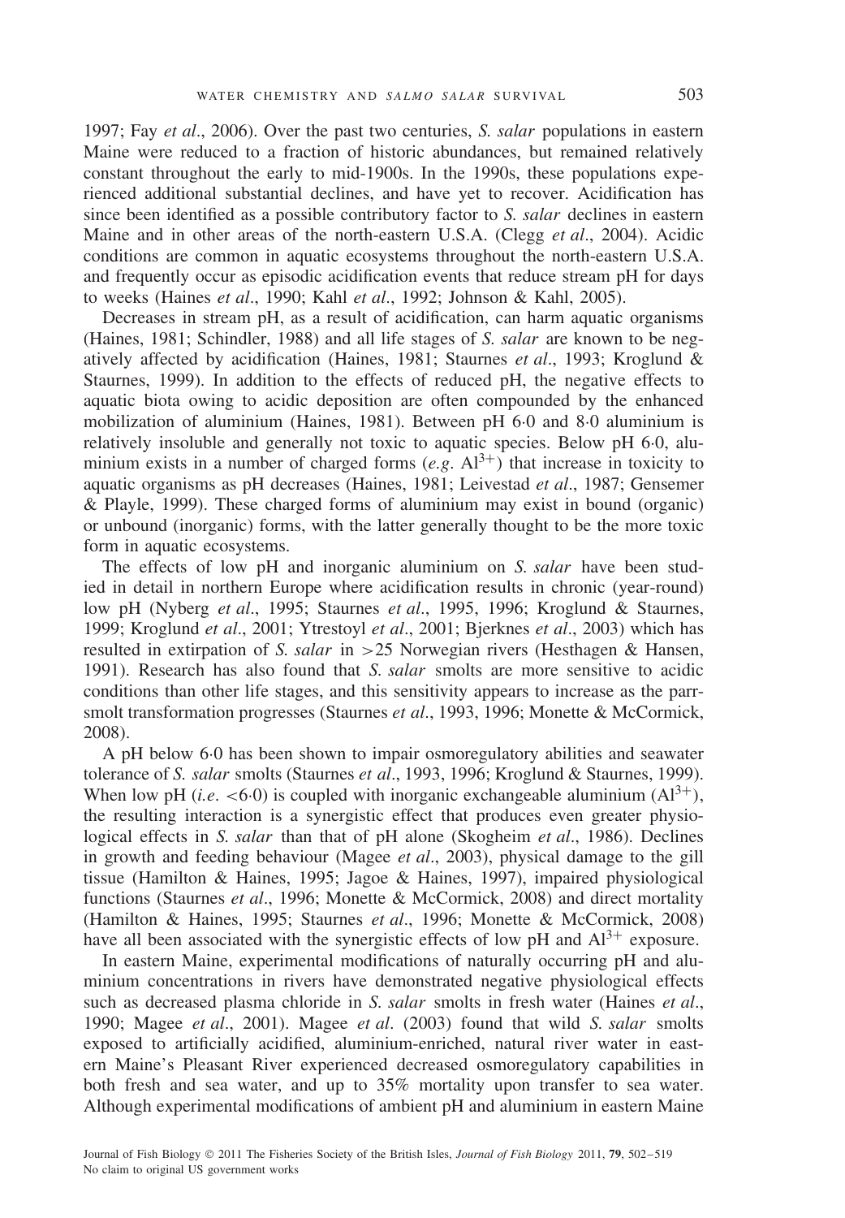1997; Fay *et al*., 2006). Over the past two centuries, *S. salar* populations in eastern Maine were reduced to a fraction of historic abundances, but remained relatively constant throughout the early to mid-1900s. In the 1990s, these populations experienced additional substantial declines, and have yet to recover. Acidification has since been identified as a possible contributory factor to *S. salar* declines in eastern Maine and in other areas of the north-eastern U.S.A. (Clegg *et al*., 2004). Acidic conditions are common in aquatic ecosystems throughout the north-eastern U.S.A. and frequently occur as episodic acidification events that reduce stream pH for days to weeks (Haines *et al*., 1990; Kahl *et al*., 1992; Johnson & Kahl, 2005).

Decreases in stream pH, as a result of acidification, can harm aquatic organisms (Haines, 1981; Schindler, 1988) and all life stages of *S. salar* are known to be negatively affected by acidification (Haines, 1981; Staurnes *et al*., 1993; Kroglund & Staurnes, 1999). In addition to the effects of reduced pH, the negative effects to aquatic biota owing to acidic deposition are often compounded by the enhanced mobilization of aluminium (Haines, 1981). Between pH 6·0 and 8·0 aluminium is relatively insoluble and generally not toxic to aquatic species. Below pH 6·0, aluminium exists in a number of charged forms (*e.g*. $Al^{3+}$) that increase in toxicity to aquatic organisms as pH decreases (Haines, 1981; Leivestad *et al*., 1987; Gensemer & Playle, 1999). These charged forms of aluminium may exist in bound (organic) or unbound (inorganic) forms, with the latter generally thought to be the more toxic form in aquatic ecosystems.

The effects of low pH and inorganic aluminium on *S. salar* have been studied in detail in northern Europe where acidification results in chronic (year-round) low pH (Nyberg *et al*., 1995; Staurnes *et al*., 1995, 1996; Kroglund & Staurnes, 1999; Kroglund *et al*., 2001; Ytrestoyl *et al*., 2001; Bjerknes *et al*., 2003) which has resulted in extirpation of *S. salar* in >25 Norwegian rivers (Hesthagen & Hansen, 1991). Research has also found that *S. salar* smolts are more sensitive to acidic conditions than other life stages, and this sensitivity appears to increase as the parr-smolt transformation progresses (Staurnes *et al*., 1993, 1996; Monette & McCormick, 2008).

A pH below 6·0 has been shown to impair osmoregulatory abilities and seawater tolerance of *S. salar* smolts (Staurnes *et al*., 1993, 1996; Kroglund & Staurnes, 1999). When low pH (*i.e*. <6·0) is coupled with inorganic exchangeable aluminium ($Al^{3+}$), the resulting interaction is a synergistic effect that produces even greater physiological effects in *S. salar* than that of pH alone (Skogheim *et al*., 1986). Declines in growth and feeding behaviour (Magee *et al*., 2003), physical damage to the gill tissue (Hamilton & Haines, 1995; Jagoe & Haines, 1997), impaired physiological functions (Staurnes *et al*., 1996; Monette & McCormick, 2008) and direct mortality (Hamilton & Haines, 1995; Staurnes *et al*., 1996; Monette & McCormick, 2008) have all been associated with the synergistic effects of low pH and $Al^{3+}$ exposure.

In eastern Maine, experimental modifications of naturally occurring pH and aluminium concentrations in rivers have demonstrated negative physiological effects such as decreased plasma chloride in *S. salar* smolts in fresh water (Haines *et al*., 1990; Magee *et al*., 2001). Magee *et al*. (2003) found that wild *S. salar* smolts exposed to artificially acidified, aluminium-enriched, natural river water in eastern Maine's Pleasant River experienced decreased osmoregulatory capabilities in both fresh and sea water, and up to 35% mortality upon transfer to sea water. Although experimental modifications of ambient pH and aluminium in eastern Maine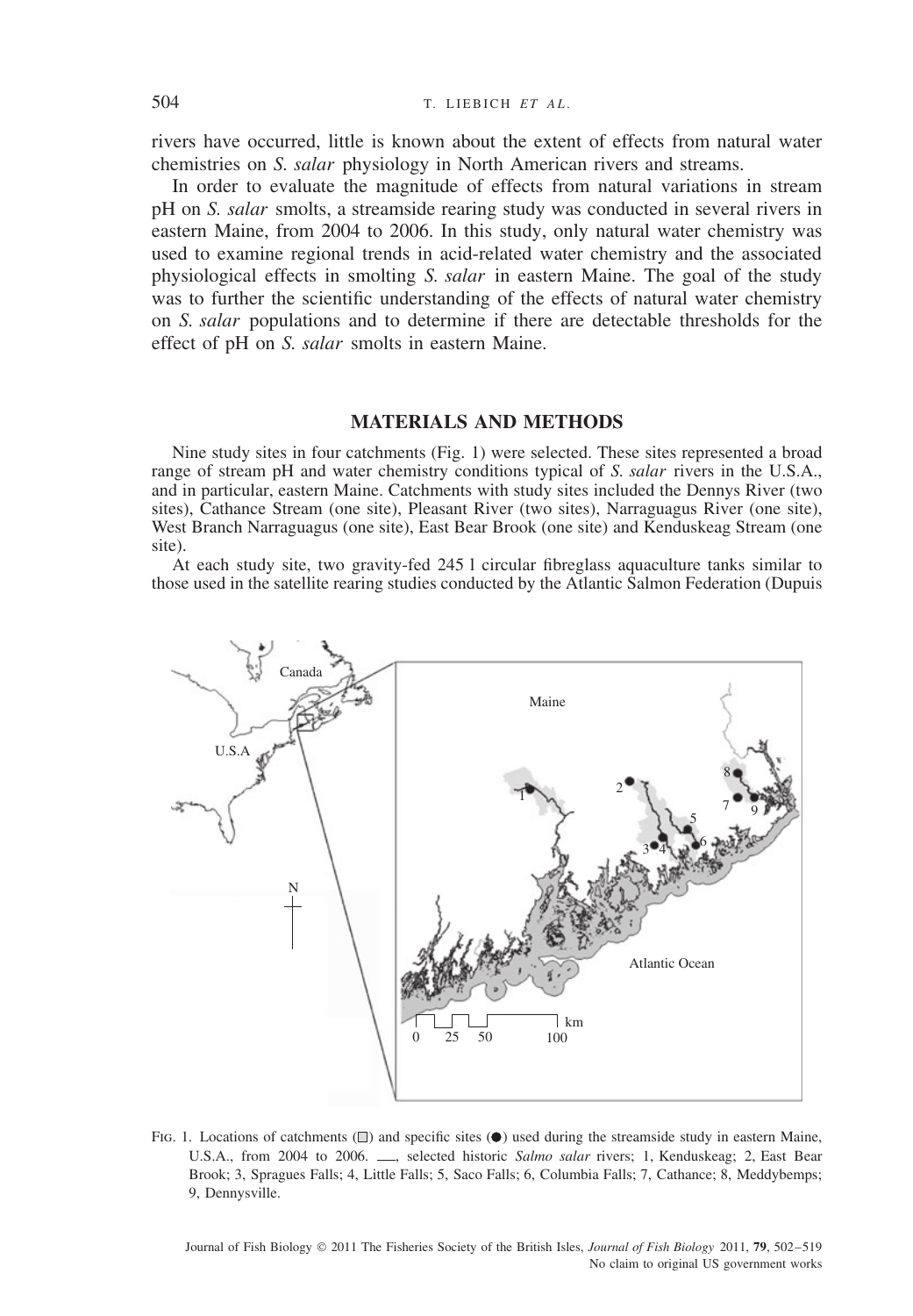rivers have occurred, little is known about the extent of effects from natural water chemistries on *S. salar* physiology in North American rivers and streams.

In order to evaluate the magnitude of effects from natural variations in stream pH on *S. salar* smolts, a streamside rearing study was conducted in several rivers in eastern Maine, from 2004 to 2006. In this study, only natural water chemistry was used to examine regional trends in acid-related water chemistry and the associated physiological effects in smolting *S. salar* in eastern Maine. The goal of the study was to further the scientific understanding of the effects of natural water chemistry on *S. salar* populations and to determine if there are detectable thresholds for the effect of pH on *S. salar* smolts in eastern Maine.

## MATERIALS AND METHODS

Nine study sites in four catchments (Fig. 1) were selected. These sites represented a broad range of stream pH and water chemistry conditions typical of *S. salar* rivers in the U.S.A., and in particular, eastern Maine. Catchments with study sites included the Dennys River (two sites), Cathance Stream (one site), Pleasant River (two sites), Narraguagus River (one site), West Branch Narraguagus (one site), East Bear Brook (one site) and Kenduskeag Stream (one site).

At each study site, two gravity-fed 245 l circular fibreglass aquaculture tanks similar to those used in the satellite rearing studies conducted by the Atlantic Salmon Federation (Dupuis

Fig. 1. Locations of catchments (□) and specific sites (●) used during the streamside study in eastern Maine, U.S.A., from 2004 to 2006. ___, selected historic *Salmo salar* rivers; 1, Kenduskeag; 2, East Bear Brook; 3, Spragues Falls; 4, Little Falls; 5, Saco Falls; 6, Columbia Falls; 7, Cathance; 8, Meddybemps; 9, Dennysville.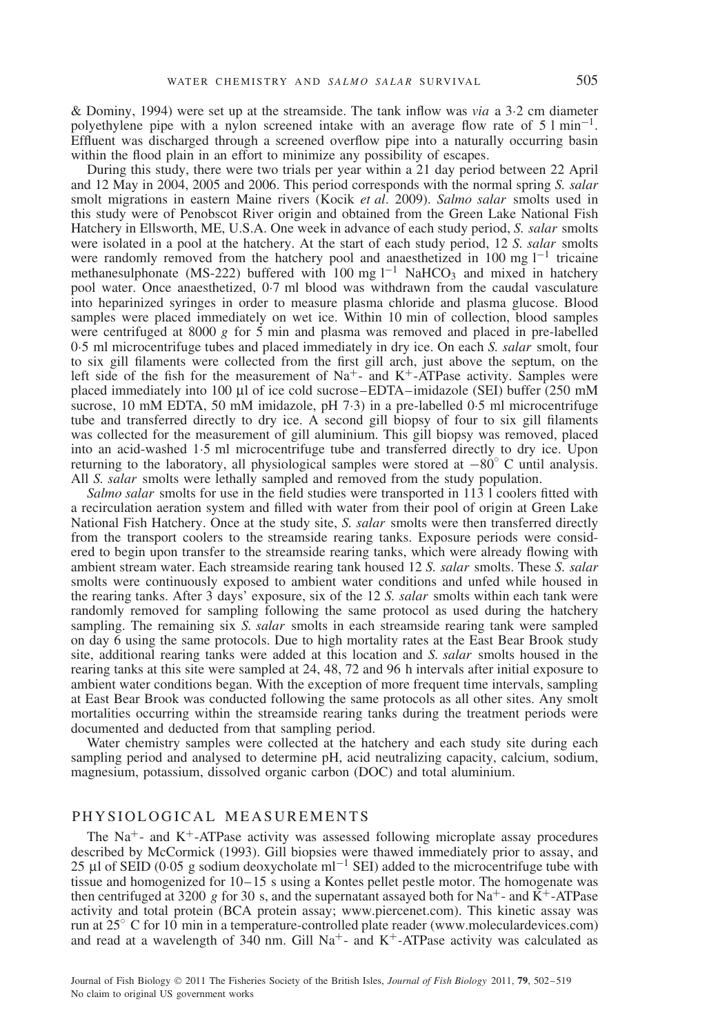& Dominy, 1994) were set up at the streamside. The tank inflow was *via* a 3·2 cm diameter polyethylene pipe with a nylon screened intake with an average flow rate of 5 l $min^{-1}$. Effluent was discharged through a screened overflow pipe into a naturally occurring basin within the flood plain in an effort to minimize any possibility of escapes.

During this study, there were two trials per year within a 21 day period between 22 April and 12 May in 2004, 2005 and 2006. This period corresponds with the normal spring *S. salar* smolt migrations in eastern Maine rivers (Kocik *et al*. 2009). *Salmo salar* smolts used in this study were of Penobscot River origin and obtained from the Green Lake National Fish Hatchery in Ellsworth, ME, U.S.A. One week in advance of each study period, *S. salar* smolts were isolated in a pool at the hatchery. At the start of each study period, 12 *S. salar* smolts were randomly removed from the hatchery pool and anaesthetized in 100 mg $l^{-1}$ tricaine methanesulphonate (MS-222) buffered with 100 mg $l^{-1}$ $NaHCO_3$ and mixed in hatchery pool water. Once anaesthetized, 0·7 ml blood was withdrawn from the caudal vasculature into heparinized syringes in order to measure plasma chloride and plasma glucose. Blood samples were placed immediately on wet ice. Within 10 min of collection, blood samples were centrifuged at 8000 *g* for 5 min and plasma was removed and placed in pre-labelled 0·5 ml microcentrifuge tubes and placed immediately in dry ice. On each *S. salar* smolt, four to six gill filaments were collected from the first gill arch, just above the septum, on the left side of the fish for the measurement of $Na^+$- and $K^+$-ATPase activity. Samples were placed immediately into 100 µl of ice cold sucrose–EDTA–imidazole (SEI) buffer (250 mM sucrose, 10 mM EDTA, 50 mM imidazole, pH 7·3) in a pre-labelled 0·5 ml microcentrifuge tube and transferred directly to dry ice. A second gill biopsy of four to six gill filaments was collected for the measurement of gill aluminium. This gill biopsy was removed, placed into an acid-washed 1·5 ml microcentrifuge tube and transferred directly to dry ice. Upon returning to the laboratory, all physiological samples were stored at −80° C until analysis. All *S. salar* smolts were lethally sampled and removed from the study population.

*Salmo salar* smolts for use in the field studies were transported in 113 l coolers fitted with a recirculation aeration system and filled with water from their pool of origin at Green Lake National Fish Hatchery. Once at the study site, *S. salar* smolts were then transferred directly from the transport coolers to the streamside rearing tanks. Exposure periods were considered to begin upon transfer to the streamside rearing tanks, which were already flowing with ambient stream water. Each streamside rearing tank housed 12 *S. salar* smolts. These *S. salar* smolts were continuously exposed to ambient water conditions and unfed while housed in the rearing tanks. After 3 days' exposure, six of the 12 *S. salar* smolts within each tank were randomly removed for sampling following the same protocol as used during the hatchery sampling. The remaining six *S. salar* smolts in each streamside rearing tank were sampled on day 6 using the same protocols. Due to high mortality rates at the East Bear Brook study site, additional rearing tanks were added at this location and *S. salar* smolts housed in the rearing tanks at this site were sampled at 24, 48, 72 and 96 h intervals after initial exposure to ambient water conditions began. With the exception of more frequent time intervals, sampling at East Bear Brook was conducted following the same protocols as all other sites. Any smolt mortalities occurring within the streamside rearing tanks during the treatment periods were documented and deducted from that sampling period.

Water chemistry samples were collected at the hatchery and each study site during each sampling period and analysed to determine pH, acid neutralizing capacity, calcium, sodium, magnesium, potassium, dissolved organic carbon (DOC) and total aluminium.

## PHYSIOLOGICAL MEASUREMENTS

The $Na^+$- and $K^+$-ATPase activity was assessed following microplate assay procedures described by McCormick (1993). Gill biopsies were thawed immediately prior to assay, and 25 µl of SEID (0·05 g sodium deoxycholate $ml^{-1}$ SEI) added to the microcentrifuge tube with tissue and homogenized for 10–15 s using a Kontes pellet pestle motor. The homogenate was then centrifuged at 3200 *g* for 30 s, and the supernatant assayed both for $Na^+$- and $K^+$-ATPase activity and total protein (BCA protein assay; www.piercenet.com). This kinetic assay was run at 25° C for 10 min in a temperature-controlled plate reader (www.moleculardevices.com) and read at a wavelength of 340 nm. Gill $Na^+$- and $K^+$-ATPase activity was calculated as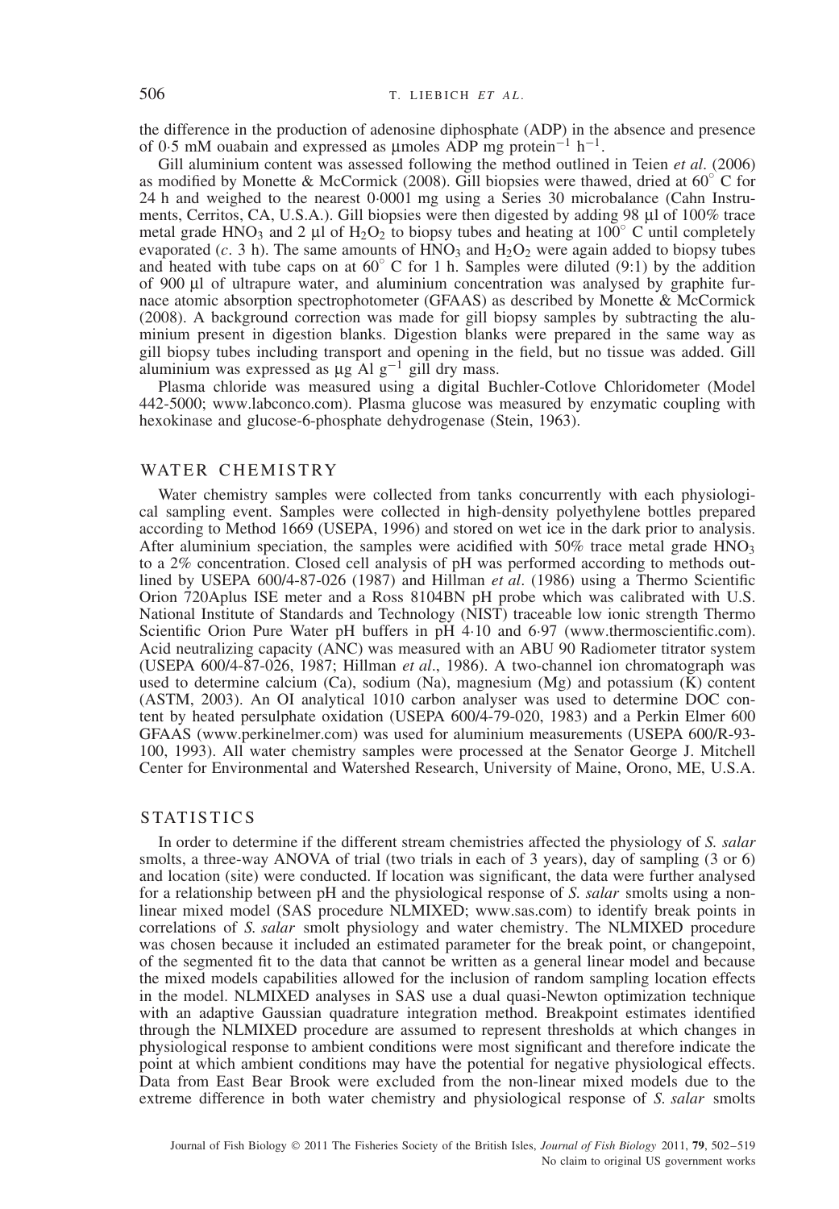the difference in the production of adenosine diphosphate (ADP) in the absence and presence of 0·5 mM ouabain and expressed as μmoles ADP mg protein$^{-1}$ h$^{-1}$.

Gill aluminium content was assessed following the method outlined in Teien *et al*. (2006) as modified by Monette & McCormick (2008). Gill biopsies were thawed, dried at 60° C for 24 h and weighed to the nearest 0·0001 mg using a Series 30 microbalance (Cahn Instruments, Cerritos, CA, U.S.A.). Gill biopsies were then digested by adding 98 μl of 100% trace metal grade $HNO_3$ and 2 μl of $H_2O_2$ to biopsy tubes and heating at 100° C until completely evaporated (*c*. 3 h). The same amounts of $HNO_3$ and $H_2O_2$ were again added to biopsy tubes and heated with tube caps on at 60° C for 1 h. Samples were diluted (9:1) by the addition of 900 μl of ultrapure water, and aluminium concentration was analysed by graphite furnace atomic absorption spectrophotometer (GFAAS) as described by Monette & McCormick (2008). A background correction was made for gill biopsy samples by subtracting the aluminium present in digestion blanks. Digestion blanks were prepared in the same way as gill biopsy tubes including transport and opening in the field, but no tissue was added. Gill aluminium was expressed as μg Al g$^{-1}$ gill dry mass.

Plasma chloride was measured using a digital Buchler-Cotlove Chloridometer (Model 442-5000; www.labconco.com). Plasma glucose was measured by enzymatic coupling with hexokinase and glucose-6-phosphate dehydrogenase (Stein, 1963).

## WATER CHEMISTRY

Water chemistry samples were collected from tanks concurrently with each physiological sampling event. Samples were collected in high-density polyethylene bottles prepared according to Method 1669 (USEPA, 1996) and stored on wet ice in the dark prior to analysis. After aluminium speciation, the samples were acidified with 50% trace metal grade $HNO_3$ to a 2% concentration. Closed cell analysis of pH was performed according to methods outlined by USEPA 600/4-87-026 (1987) and Hillman *et al*. (1986) using a Thermo Scientific Orion 720Aplus ISE meter and a Ross 8104BN pH probe which was calibrated with U.S. National Institute of Standards and Technology (NIST) traceable low ionic strength Thermo Scientific Orion Pure Water pH buffers in pH 4·10 and 6·97 (www.thermoscientific.com). Acid neutralizing capacity (ANC) was measured with an ABU 90 Radiometer titrator system (USEPA 600/4-87-026, 1987; Hillman *et al*., 1986). A two-channel ion chromatograph was used to determine calcium (Ca), sodium (Na), magnesium (Mg) and potassium (K) content (ASTM, 2003). An OI analytical 1010 carbon analyser was used to determine DOC content by heated persulphate oxidation (USEPA 600/4-79-020, 1983) and a Perkin Elmer 600 GFAAS (www.perkinelmer.com) was used for aluminium measurements (USEPA 600/R-93-100, 1993). All water chemistry samples were processed at the Senator George J. Mitchell Center for Environmental and Watershed Research, University of Maine, Orono, ME, U.S.A.

## STATISTICS

In order to determine if the different stream chemistries affected the physiology of *S. salar* smolts, a three-way ANOVA of trial (two trials in each of 3 years), day of sampling (3 or 6) and location (site) were conducted. If location was significant, the data were further analysed for a relationship between pH and the physiological response of *S. salar* smolts using a non-linear mixed model (SAS procedure NLMIXED; www.sas.com) to identify break points in correlations of *S. salar* smolt physiology and water chemistry. The NLMIXED procedure was chosen because it included an estimated parameter for the break point, or changepoint, of the segmented fit to the data that cannot be written as a general linear model and because the mixed models capabilities allowed for the inclusion of random sampling location effects in the model. NLMIXED analyses in SAS use a dual quasi-Newton optimization technique with an adaptive Gaussian quadrature integration method. Breakpoint estimates identified through the NLMIXED procedure are assumed to represent thresholds at which changes in physiological response to ambient conditions were most significant and therefore indicate the point at which ambient conditions may have the potential for negative physiological effects. Data from East Bear Brook were excluded from the non-linear mixed models due to the extreme difference in both water chemistry and physiological response of *S. salar* smolts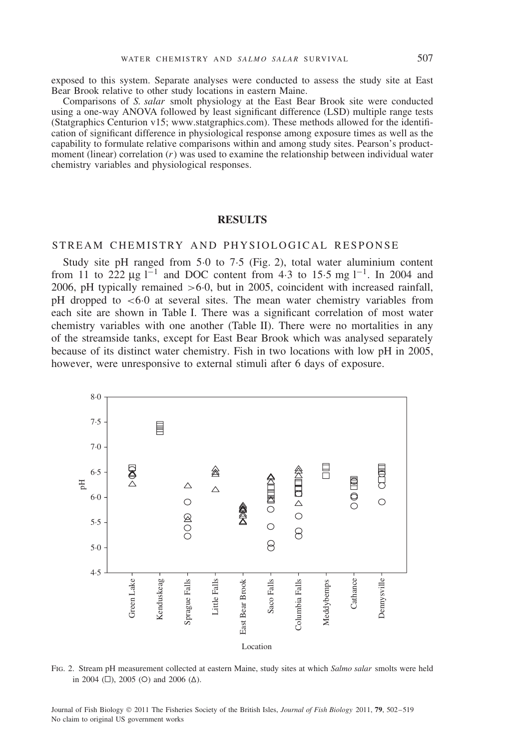exposed to this system. Separate analyses were conducted to assess the study site at East Bear Brook relative to other study locations in eastern Maine.

Comparisons of *S. salar* smolt physiology at the East Bear Brook site were conducted using a one-way ANOVA followed by least significant difference (LSD) multiple range tests (Statgraphics Centurion v15; www.statgraphics.com). These methods allowed for the identification of significant difference in physiological response among exposure times as well as the capability to formulate relative comparisons within and among study sites. Pearson's product-moment (linear) correlation ($r$) was used to examine the relationship between individual water chemistry variables and physiological responses.

## RESULTS

### STREAM CHEMISTRY AND PHYSIOLOGICAL RESPONSE

Study site pH ranged from 5·0 to 7·5 (Fig. 2), total water aluminium content from 11 to 222 $\mu g\ l^{-1}$ and DOC content from 4·3 to 15·5 $mg\ l^{-1}$. In 2004 and 2006, pH typically remained >6·0, but in 2005, coincident with increased rainfall, pH dropped to <6·0 at several sites. The mean water chemistry variables from each site are shown in Table I. There was a significant correlation of most water chemistry variables with one another (Table II). There were no mortalities in any of the streamside tanks, except for East Bear Brook which was analysed separately because of its distinct water chemistry. Fish in two locations with low pH in 2005, however, were unresponsive to external stimuli after 6 days of exposure.

Fig. 2. Stream pH measurement collected at eastern Maine, study sites at which *Salmo salar* smolts were held in 2004 (□), 2005 (○) and 2006 (△).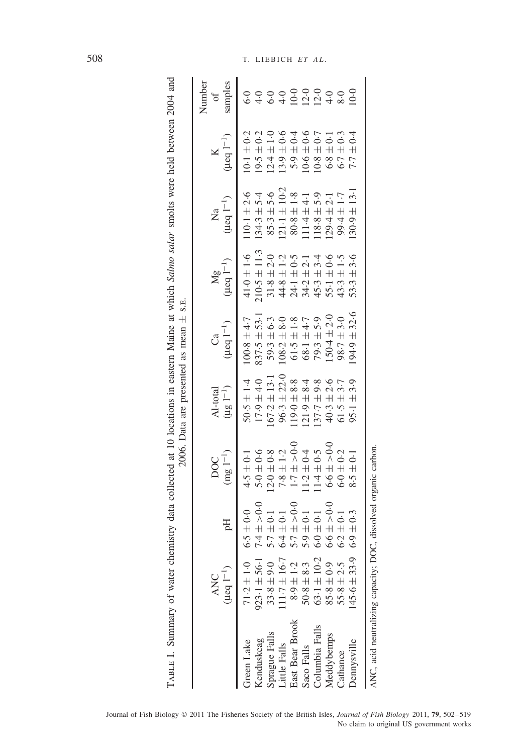Table I. Summary of water chemistry data collected at 10 locations in eastern Maine at which *Salmo salar* smolts were held between 2004 and 2006. Data are presented as mean ± S.E.

| | ANC ($\mu eq\ l^{-1}$) | pH | DOC ($mg\ l^{-1}$) | Al-total ($\mu g\ l^{-1}$) | Ca ($\mu eq\ l^{-1}$) | Mg ($\mu eq\ l^{-1}$) | Na ($\mu eq\ l^{-1}$) | K ($\mu eq\ l^{-1}$) | Number of samples |
|---|---|---|---|---|---|---|---|---|---|
| Green Lake | 71·2 ± 1·0 | 6·5 ± 0·0 | 4·5 ± 0·1 | 50·5 ± 1·4 | 100·8 ± 4·7 | 41·0 ± 1·6 | 110·1 ± 2·6 | 10·1 ± 0·2 | 6·0 |
| Kenduskeag | 923·1 ± 56·1 | 7·4 ± >0·0 | 5·0 ± 0·6 | 17·9 ± 4·0 | 837·5 ± 53·1 | 210·5 ± 11·3 | 134·3 ± 5·4 | 19·5 ± 0·2 | 4·0 |
| Sprague Falls | 33·8 ± 9·0 | 5·7 ± 0·1 | 12·0 ± 0·8 | 167·2 ± 13·1 | 59·3 ± 6·3 | 31·8 ± 2·0 | 85·3 ± 5·6 | 12·4 ± 1·0 | 6·0 |
| Little Falls | 111·7 ± 16·7 | 6·4 ± 0·1 | 7·8 ± 1·2 | 96·3 ± 22·0 | 108·2 ± 8·0 | 44·8 ± 1·2 | 121·1 ± 10·2 | 13·9 ± 0·6 | 4·0 |
| East Bear Brook | 8·9 ± 1·2 | 5·7 ± >0·0 | 1·7 ± >0·0 | 119·0 ± 8·8 | 61·5 ± 1·8 | 24·1 ± 0·5 | 80·8 ± 1·8 | 5·9 ± 0·4 | 10·0 |
| Saco Falls | 50·8 ± 8·3 | 5·9 ± 0·1 | 11·2 ± 0·4 | 121·9 ± 8·4 | 68·1 ± 4·7 | 34·2 ± 2·1 | 111·4 ± 4·1 | 10·6 ± 0·6 | 12·0 |
| Columbia Falls | 63·1 ± 10·2 | 6·0 ± 0·1 | 11·4 ± 0·5 | 137·7 ± 9·8 | 79·3 ± 5·9 | 45·3 ± 3·4 | 118·8 ± 5·9 | 10·8 ± 0·7 | 12·0 |
| Meddybemps | 85·8 ± 0·9 | 6·6 ± >0·0 | 6·6 ± >0·0 | 40·3 ± 2·6 | 150·4 ± 2·0 | 55·1 ± 0·6 | 129·4 ± 2·1 | 6·8 ± 0·1 | 4·0 |
| Cathance | 55·8 ± 2·5 | 6·2 ± 0·1 | 6·0 ± 0·2 | 61·5 ± 3·7 | 98·7 ± 3·0 | 43·3 ± 1·5 | 99·4 ± 1·7 | 6·7 ± 0·3 | 8·0 |
| Dennysville | 145·6 ± 33·9 | 6·9 ± 0·3 | 8·5 ± 0·1 | 95·1 ± 3·9 | 194·9 ± 32·6 | 53·3 ± 3·6 | 130·9 ± 13·1 | 7·7 ± 0·4 | 10·0 |

ANC, acid neutralizing capacity; DOC, dissolved organic carbon.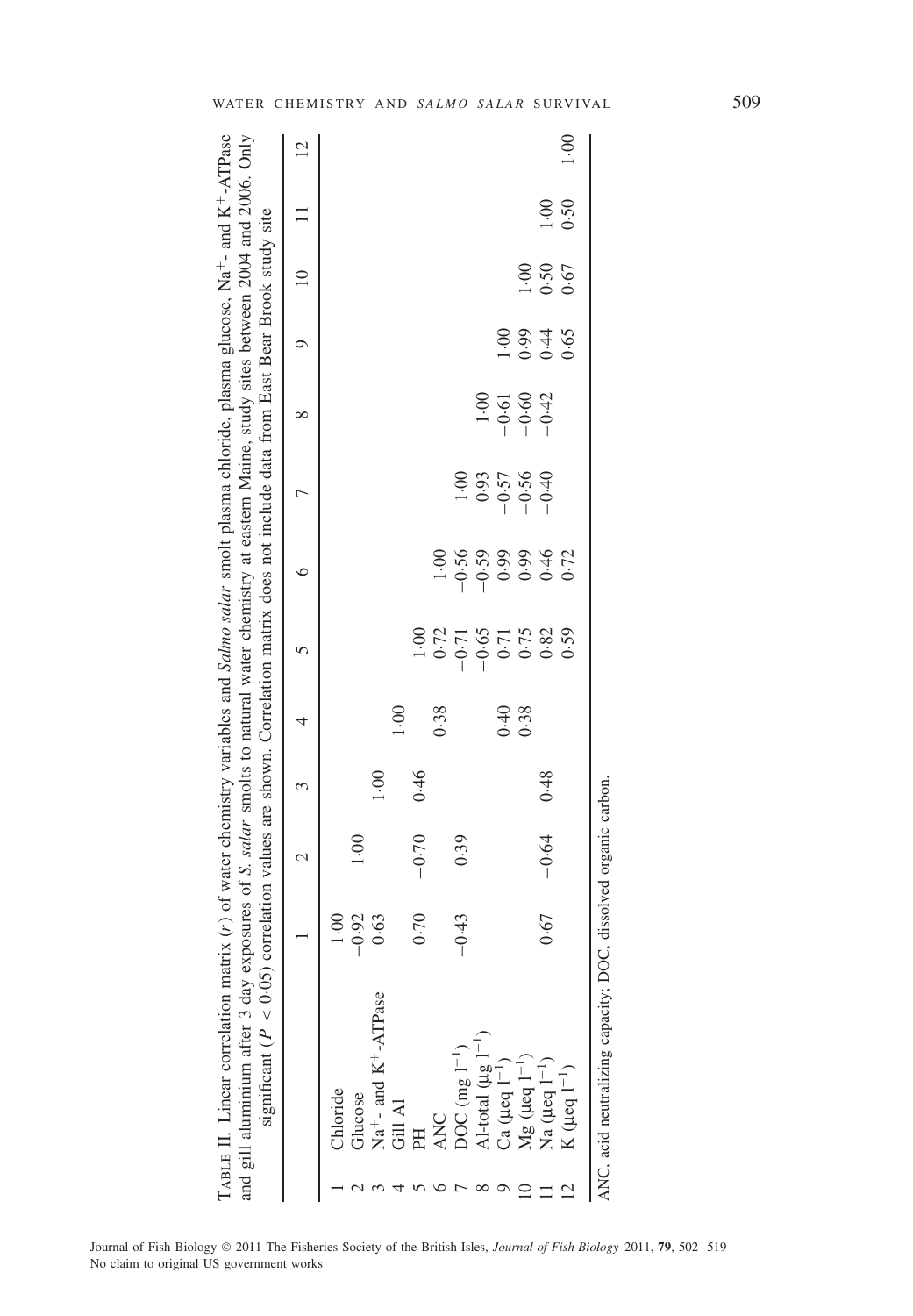TABLE II. Linear correlation matrix ($r$) of water chemistry variables and *Salmo salar* smolt plasma chloride, plasma glucose, $Na^+$- and $K^+$-ATPase and gill aluminium after 3 day exposures of *S. salar* smolts to natural water chemistry at eastern Maine, study sites between 2004 and 2006. Only significant ($P < 0·05$) correlation values are shown. Correlation matrix does not include data from East Bear Brook study site

| | | 1 | 2 | 3 | 4 | 5 | 6 | 7 | 8 | 9 | 10 | 11 | 12 |
|---|---|---|---|---|---|---|---|---|---|---|---|---|---|
| 1 | Chloride | 1·00 | | | | | | | | | | | |
| 2 | Glucose | −0·92 | 1·00 | | | | | | | | | | |
| 3 | $Na^+$- and $K^+$-ATPase | 0·63 | | 1·00 | | | | | | | | | |
| 4 | Gill Al | | | | 1·00 | | | | | | | | |
| 5 | PH | 0·70 | −0·70 | 0·46 | | 1·00 | | | | | | | |
| 6 | ANC | | | | 0·38 | 0·72 | 1·00 | | | | | | |
| 7 | DOC (mg $l^{-1}$) | −0·43 | 0·39 | | | −0·71 | −0·56 | 1·00 | | | | | |
| 8 | Al-total (μg $l^{-1}$) | | | | | −0·65 | −0·59 | 0·93 | 1·00 | | | | |
| 9 | Ca (μeq $l^{-1}$) | | | | 0·40 | 0·71 | 0·99 | −0·57 | −0·61 | 1·00 | | | |
| 10 | Mg (μeq $l^{-1}$) | | | | 0·38 | 0·75 | 0·99 | −0·56 | −0·60 | 0·99 | 1·00 | | |
| 11 | Na (μeq $l^{-1}$) | 0·67 | −0·64 | 0·48 | | 0·82 | 0·46 | −0·40 | −0·42 | 0·44 | 0·50 | 1·00 | |
| 12 | K (μeq $l^{-1}$) | | | | | 0·59 | 0·72 | | | 0·65 | 0·67 | 0·50 | 1·00 |

ANC, acid neutralizing capacity; DOC, dissolved organic carbon.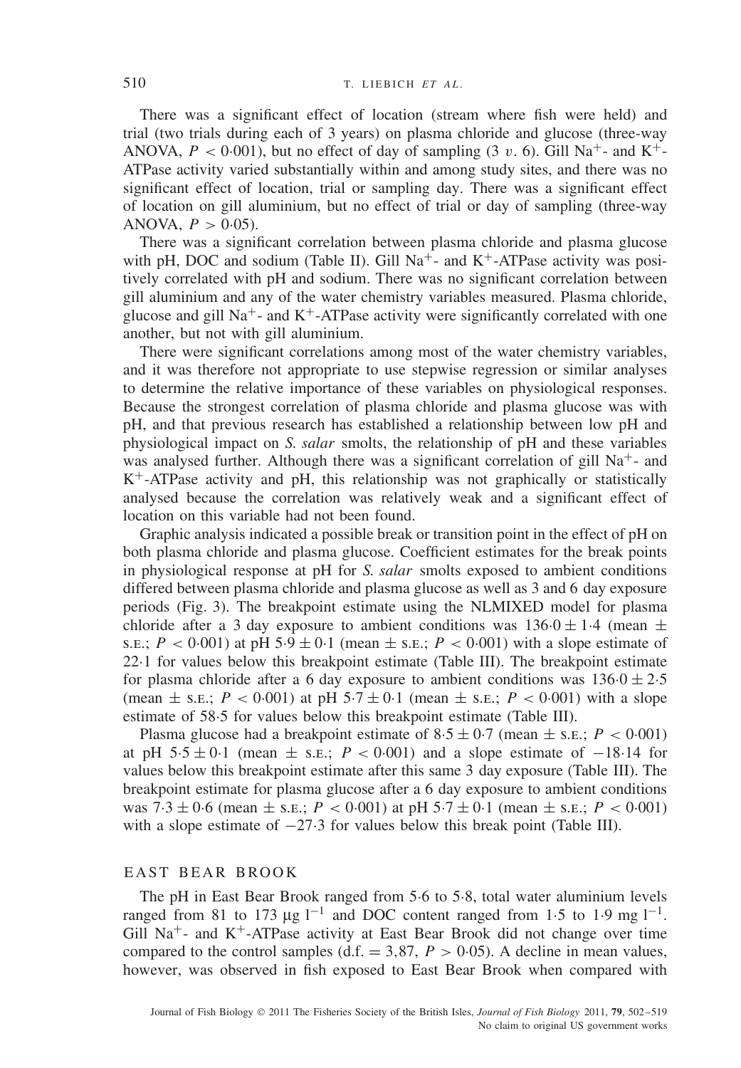There was a significant effect of location (stream where fish were held) and trial (two trials during each of 3 years) on plasma chloride and glucose (three-way ANOVA, $P < 0.001$), but no effect of day of sampling (3 *v*. 6). Gill $Na^+$- and $K^+$-ATPase activity varied substantially within and among study sites, and there was no significant effect of location, trial or sampling day. There was a significant effect of location on gill aluminium, but no effect of trial or day of sampling (three-way ANOVA, $P > 0.05$).

There was a significant correlation between plasma chloride and plasma glucose with pH, DOC and sodium (Table II). Gill $Na^+$- and $K^+$-ATPase activity was positively correlated with pH and sodium. There was no significant correlation between gill aluminium and any of the water chemistry variables measured. Plasma chloride, glucose and gill $Na^+$- and $K^+$-ATPase activity were significantly correlated with one another, but not with gill aluminium.

There were significant correlations among most of the water chemistry variables, and it was therefore not appropriate to use stepwise regression or similar analyses to determine the relative importance of these variables on physiological responses. Because the strongest correlation of plasma chloride and plasma glucose was with pH, and that previous research has established a relationship between low pH and physiological impact on *S. salar* smolts, the relationship of pH and these variables was analysed further. Although there was a significant correlation of gill $Na^+$- and $K^+$-ATPase activity and pH, this relationship was not graphically or statistically analysed because the correlation was relatively weak and a significant effect of location on this variable had not been found.

Graphic analysis indicated a possible break or transition point in the effect of pH on both plasma chloride and plasma glucose. Coefficient estimates for the break points in physiological response at pH for *S. salar* smolts exposed to ambient conditions differed between plasma chloride and plasma glucose as well as 3 and 6 day exposure periods (Fig. 3). The breakpoint estimate using the NLMIXED model for plasma chloride after a 3 day exposure to ambient conditions was $136.0 \pm 1.4$ (mean $\pm$ S.E.; $P < 0.001$) at pH $5.9 \pm 0.1$ (mean $\pm$ S.E.; $P < 0.001$) with a slope estimate of 22·1 for values below this breakpoint estimate (Table III). The breakpoint estimate for plasma chloride after a 6 day exposure to ambient conditions was $136.0 \pm 2.5$ (mean $\pm$ S.E.; $P < 0.001$) at pH $5.7 \pm 0.1$ (mean $\pm$ S.E.; $P < 0.001$) with a slope estimate of 58·5 for values below this breakpoint estimate (Table III).

Plasma glucose had a breakpoint estimate of $8.5 \pm 0.7$ (mean $\pm$ S.E.; $P < 0.001$) at pH $5.5 \pm 0.1$ (mean $\pm$ S.E.; $P < 0.001$) and a slope estimate of $-18.14$ for values below this breakpoint estimate after this same 3 day exposure (Table III). The breakpoint estimate for plasma glucose after a 6 day exposure to ambient conditions was $7.3 \pm 0.6$ (mean $\pm$ S.E.; $P < 0.001$) at pH $5.7 \pm 0.1$ (mean $\pm$ S.E.; $P < 0.001$) with a slope estimate of $-27.3$ for values below this break point (Table III).

## EAST BEAR BROOK

The pH in East Bear Brook ranged from 5·6 to 5·8, total water aluminium levels ranged from 81 to 173 $\mu g\ l^{-1}$ and DOC content ranged from 1·5 to 1·9 $mg\ l^{-1}$. Gill $Na^+$- and $K^+$-ATPase activity at East Bear Brook did not change over time compared to the control samples (d.f. = 3,87, $P > 0.05$). A decline in mean values, however, was observed in fish exposed to East Bear Brook when compared with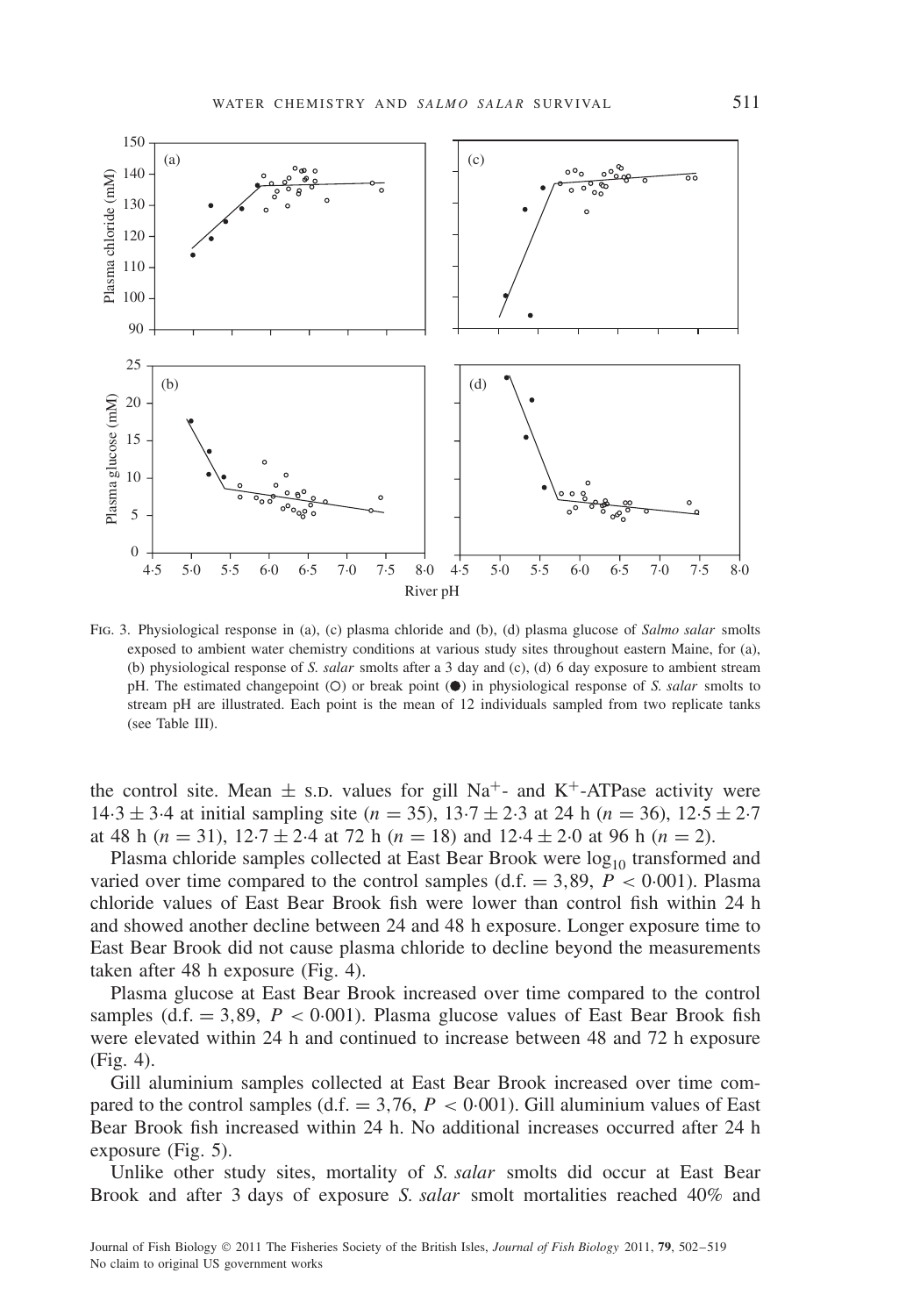FIG. 3. Physiological response in (a), (c) plasma chloride and (b), (d) plasma glucose of *Salmo salar* smolts exposed to ambient water chemistry conditions at various study sites throughout eastern Maine, for (a), (b) physiological response of *S. salar* smolts after a 3 day and (c), (d) 6 day exposure to ambient stream pH. The estimated changepoint (○) or break point (●) in physiological response of *S. salar* smolts to stream pH are illustrated. Each point is the mean of 12 individuals sampled from two replicate tanks (see Table III).

the control site. Mean ± S.D. values for gill $Na^+$- and $K^+$-ATPase activity were 14·3 ± 3·4 at initial sampling site ($n = 35$), 13·7 ± 2·3 at 24 h ($n = 36$), 12·5 ± 2·7 at 48 h ($n = 31$), 12·7 ± 2·4 at 72 h ($n = 18$) and 12·4 ± 2·0 at 96 h ($n = 2$).

Plasma chloride samples collected at East Bear Brook were $\log_{10}$ transformed and varied over time compared to the control samples (d.f. = 3,89, $P < 0·001$). Plasma chloride values of East Bear Brook fish were lower than control fish within 24 h and showed another decline between 24 and 48 h exposure. Longer exposure time to East Bear Brook did not cause plasma chloride to decline beyond the measurements taken after 48 h exposure (Fig. 4).

Plasma glucose at East Bear Brook increased over time compared to the control samples (d.f. = 3,89, $P < 0·001$). Plasma glucose values of East Bear Brook fish were elevated within 24 h and continued to increase between 48 and 72 h exposure (Fig. 4).

Gill aluminium samples collected at East Bear Brook increased over time compared to the control samples (d.f. = 3,76, $P < 0·001$). Gill aluminium values of East Bear Brook fish increased within 24 h. No additional increases occurred after 24 h exposure (Fig. 5).

Unlike other study sites, mortality of *S. salar* smolts did occur at East Bear Brook and after 3 days of exposure *S. salar* smolt mortalities reached 40% and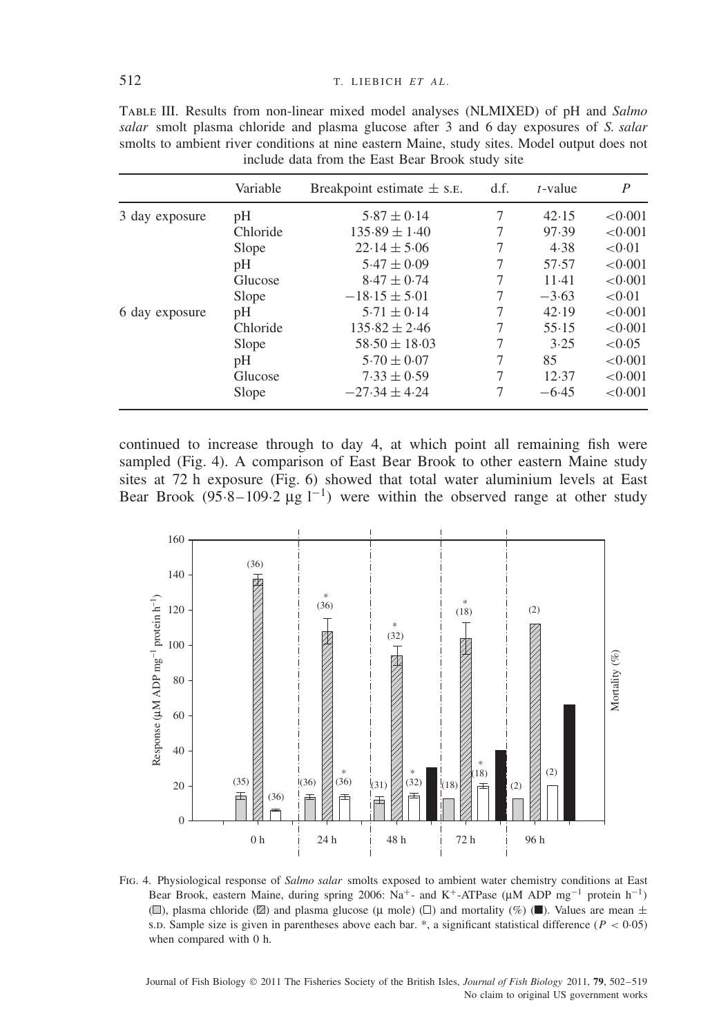Table III. Results from non-linear mixed model analyses (NLMIXED) of pH and *Salmo salar* smolt plasma chloride and plasma glucose after 3 and 6 day exposures of *S. salar* smolts to ambient river conditions at nine eastern Maine, study sites. Model output does not include data from the East Bear Brook study site

| | Variable | Breakpoint estimate ± s.e. | d.f. | *t*-value | *P* |
|---|---|---|---|---|---|
| 3 day exposure | pH | 5·87 ± 0·14 | 7 | 42·15 | <0·001 |
| | Chloride | 135·89 ± 1·40 | 7 | 97·39 | <0·001 |
| | Slope | 22·14 ± 5·06 | 7 | 4·38 | <0·01 |
| | pH | 5·47 ± 0·09 | 7 | 57·57 | <0·001 |
| | Glucose | 8·47 ± 0·74 | 7 | 11·41 | <0·001 |
| | Slope | −18·15 ± 5·01 | 7 | −3·63 | <0·01 |
| 6 day exposure | pH | 5·71 ± 0·14 | 7 | 42·19 | <0·001 |
| | Chloride | 135·82 ± 2·46 | 7 | 55·15 | <0·001 |
| | Slope | 58·50 ± 18·03 | 7 | 3·25 | <0·05 |
| | pH | 5·70 ± 0·07 | 7 | 85 | <0·001 |
| | Glucose | 7·33 ± 0·59 | 7 | 12·37 | <0·001 |
| | Slope | −27·34 ± 4·24 | 7 | −6·45 | <0·001 |

continued to increase through to day 4, at which point all remaining fish were sampled (Fig. 4). A comparison of East Bear Brook to other eastern Maine study sites at 72 h exposure (Fig. 6) showed that total water aluminium levels at East Bear Brook (95·8–109·2 μg $l^{-1}$) were within the observed range at other study

Fig. 4. Physiological response of *Salmo salar* smolts exposed to ambient water chemistry conditions at East Bear Brook, eastern Maine, during spring 2006: $Na^+$- and $K^+$-ATPase (μM ADP $mg^{-1}$ protein $h^{-1}$) (light grey bars), plasma chloride (hatched bars) and plasma glucose (μ mole) (open bars) and mortality (%) (black bars). Values are mean ± s.d. Sample size is given in parentheses above each bar. *, a significant statistical difference ($P < 0·05$) when compared with 0 h.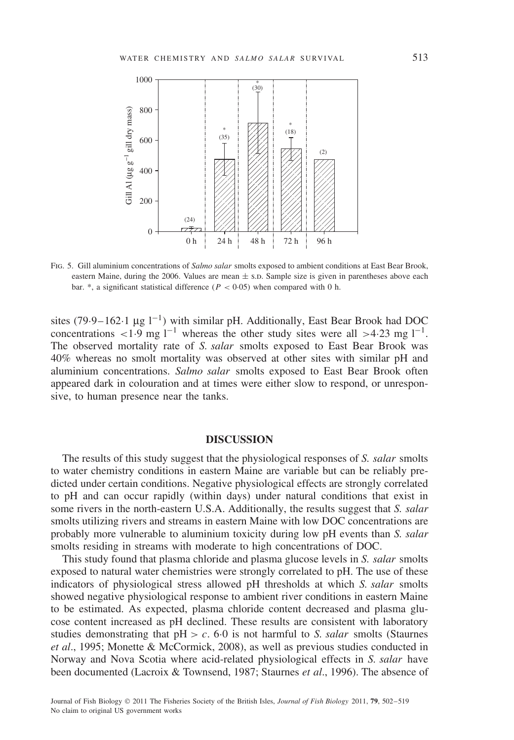Fig. 5. Gill aluminium concentrations of *Salmo salar* smolts exposed to ambient conditions at East Bear Brook, eastern Maine, during the 2006. Values are mean ± s.d. Sample size is given in parentheses above each bar. *, a significant statistical difference ($P < 0.05$) when compared with 0 h.

sites (79·9–162·1 μg $l^{-1}$) with similar pH. Additionally, East Bear Brook had DOC concentrations <1·9 mg $l^{-1}$ whereas the other study sites were all >4·23 mg $l^{-1}$. The observed mortality rate of *S. salar* smolts exposed to East Bear Brook was 40% whereas no smolt mortality was observed at other sites with similar pH and aluminium concentrations. *Salmo salar* smolts exposed to East Bear Brook often appeared dark in colouration and at times were either slow to respond, or unresponsive, to human presence near the tanks.

## DISCUSSION

The results of this study suggest that the physiological responses of *S. salar* smolts to water chemistry conditions in eastern Maine are variable but can be reliably predicted under certain conditions. Negative physiological effects are strongly correlated to pH and can occur rapidly (within days) under natural conditions that exist in some rivers in the north-eastern U.S.A. Additionally, the results suggest that *S. salar* smolts utilizing rivers and streams in eastern Maine with low DOC concentrations are probably more vulnerable to aluminium toxicity during low pH events than *S. salar* smolts residing in streams with moderate to high concentrations of DOC.

This study found that plasma chloride and plasma glucose levels in *S. salar* smolts exposed to natural water chemistries were strongly correlated to pH. The use of these indicators of physiological stress allowed pH thresholds at which *S. salar* smolts showed negative physiological response to ambient river conditions in eastern Maine to be estimated. As expected, plasma chloride content decreased and plasma glucose content increased as pH declined. These results are consistent with laboratory studies demonstrating that pH > *c*. 6·0 is not harmful to *S. salar* smolts (Staurnes *et al*., 1995; Monette & McCormick, 2008), as well as previous studies conducted in Norway and Nova Scotia where acid-related physiological effects in *S. salar* have been documented (Lacroix & Townsend, 1987; Staurnes *et al*., 1996). The absence of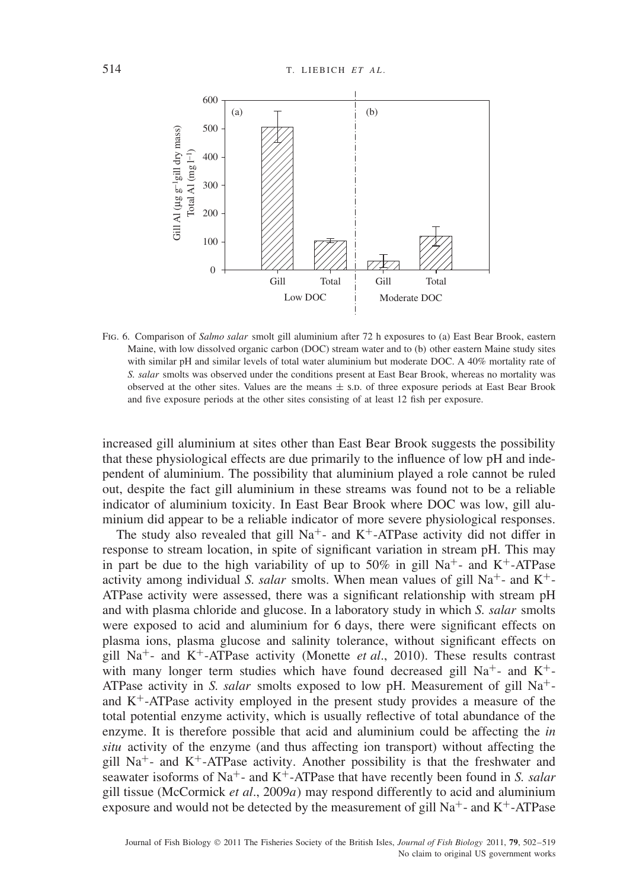FIG. 6. Comparison of *Salmo salar* smolt gill aluminium after 72 h exposures to (a) East Bear Brook, eastern Maine, with low dissolved organic carbon (DOC) stream water and to (b) other eastern Maine study sites with similar pH and similar levels of total water aluminium but moderate DOC. A 40% mortality rate of *S. salar* smolts was observed under the conditions present at East Bear Brook, whereas no mortality was observed at the other sites. Values are the means ± S.D. of three exposure periods at East Bear Brook and five exposure periods at the other sites consisting of at least 12 fish per exposure.

increased gill aluminium at sites other than East Bear Brook suggests the possibility that these physiological effects are due primarily to the influence of low pH and independent of aluminium. The possibility that aluminium played a role cannot be ruled out, despite the fact gill aluminium in these streams was found not to be a reliable indicator of aluminium toxicity. In East Bear Brook where DOC was low, gill aluminium did appear to be a reliable indicator of more severe physiological responses.

The study also revealed that gill $Na^+$- and $K^+$-ATPase activity did not differ in response to stream location, in spite of significant variation in stream pH. This may in part be due to the high variability of up to 50% in gill $Na^+$- and $K^+$-ATPase activity among individual *S. salar* smolts. When mean values of gill $Na^+$- and $K^+$-ATPase activity were assessed, there was a significant relationship with stream pH and with plasma chloride and glucose. In a laboratory study in which *S. salar* smolts were exposed to acid and aluminium for 6 days, there were significant effects on plasma ions, plasma glucose and salinity tolerance, without significant effects on gill $Na^+$- and $K^+$-ATPase activity (Monette *et al*., 2010). These results contrast with many longer term studies which have found decreased gill $Na^+$- and $K^+$-ATPase activity in *S. salar* smolts exposed to low pH. Measurement of gill $Na^+$- and $K^+$-ATPase activity employed in the present study provides a measure of the total potential enzyme activity, which is usually reflective of total abundance of the enzyme. It is therefore possible that acid and aluminium could be affecting the *in situ* activity of the enzyme (and thus affecting ion transport) without affecting the gill $Na^+$- and $K^+$-ATPase activity. Another possibility is that the freshwater and seawater isoforms of $Na^+$- and $K^+$-ATPase that have recently been found in *S. salar* gill tissue (McCormick *et al*., 2009*a*) may respond differently to acid and aluminium exposure and would not be detected by the measurement of gill $Na^+$- and $K^+$-ATPase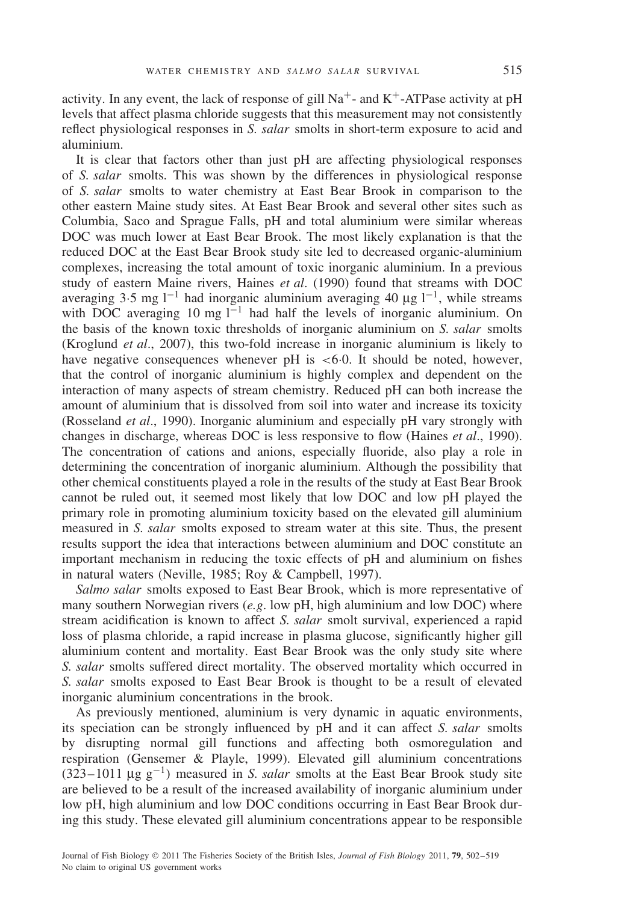activity. In any event, the lack of response of gill $Na^+$- and $K^+$-ATPase activity at pH levels that affect plasma chloride suggests that this measurement may not consistently reflect physiological responses in *S. salar* smolts in short-term exposure to acid and aluminium.

It is clear that factors other than just pH are affecting physiological responses of *S. salar* smolts. This was shown by the differences in physiological response of *S. salar* smolts to water chemistry at East Bear Brook in comparison to the other eastern Maine study sites. At East Bear Brook and several other sites such as Columbia, Saco and Sprague Falls, pH and total aluminium were similar whereas DOC was much lower at East Bear Brook. The most likely explanation is that the reduced DOC at the East Bear Brook study site led to decreased organic-aluminium complexes, increasing the total amount of toxic inorganic aluminium. In a previous study of eastern Maine rivers, Haines *et al*. (1990) found that streams with DOC averaging 3·5 mg $l^{-1}$ had inorganic aluminium averaging 40 μg $l^{-1}$, while streams with DOC averaging 10 mg $l^{-1}$ had half the levels of inorganic aluminium. On the basis of the known toxic thresholds of inorganic aluminium on *S. salar* smolts (Kroglund *et al*., 2007), this two-fold increase in inorganic aluminium is likely to have negative consequences whenever pH is <6·0. It should be noted, however, that the control of inorganic aluminium is highly complex and dependent on the interaction of many aspects of stream chemistry. Reduced pH can both increase the amount of aluminium that is dissolved from soil into water and increase its toxicity (Rosseland *et al*., 1990). Inorganic aluminium and especially pH vary strongly with changes in discharge, whereas DOC is less responsive to flow (Haines *et al*., 1990). The concentration of cations and anions, especially fluoride, also play a role in determining the concentration of inorganic aluminium. Although the possibility that other chemical constituents played a role in the results of the study at East Bear Brook cannot be ruled out, it seemed most likely that low DOC and low pH played the primary role in promoting aluminium toxicity based on the elevated gill aluminium measured in *S. salar* smolts exposed to stream water at this site. Thus, the present results support the idea that interactions between aluminium and DOC constitute an important mechanism in reducing the toxic effects of pH and aluminium on fishes in natural waters (Neville, 1985; Roy & Campbell, 1997).

*Salmo salar* smolts exposed to East Bear Brook, which is more representative of many southern Norwegian rivers (*e.g*. low pH, high aluminium and low DOC) where stream acidification is known to affect *S. salar* smolt survival, experienced a rapid loss of plasma chloride, a rapid increase in plasma glucose, significantly higher gill aluminium content and mortality. East Bear Brook was the only study site where *S. salar* smolts suffered direct mortality. The observed mortality which occurred in *S. salar* smolts exposed to East Bear Brook is thought to be a result of elevated inorganic aluminium concentrations in the brook.

As previously mentioned, aluminium is very dynamic in aquatic environments, its speciation can be strongly influenced by pH and it can affect *S. salar* smolts by disrupting normal gill functions and affecting both osmoregulation and respiration (Gensemer & Playle, 1999). Elevated gill aluminium concentrations (323–1011 μg $g^{-1}$) measured in *S. salar* smolts at the East Bear Brook study site are believed to be a result of the increased availability of inorganic aluminium under low pH, high aluminium and low DOC conditions occurring in East Bear Brook during this study. These elevated gill aluminium concentrations appear to be responsible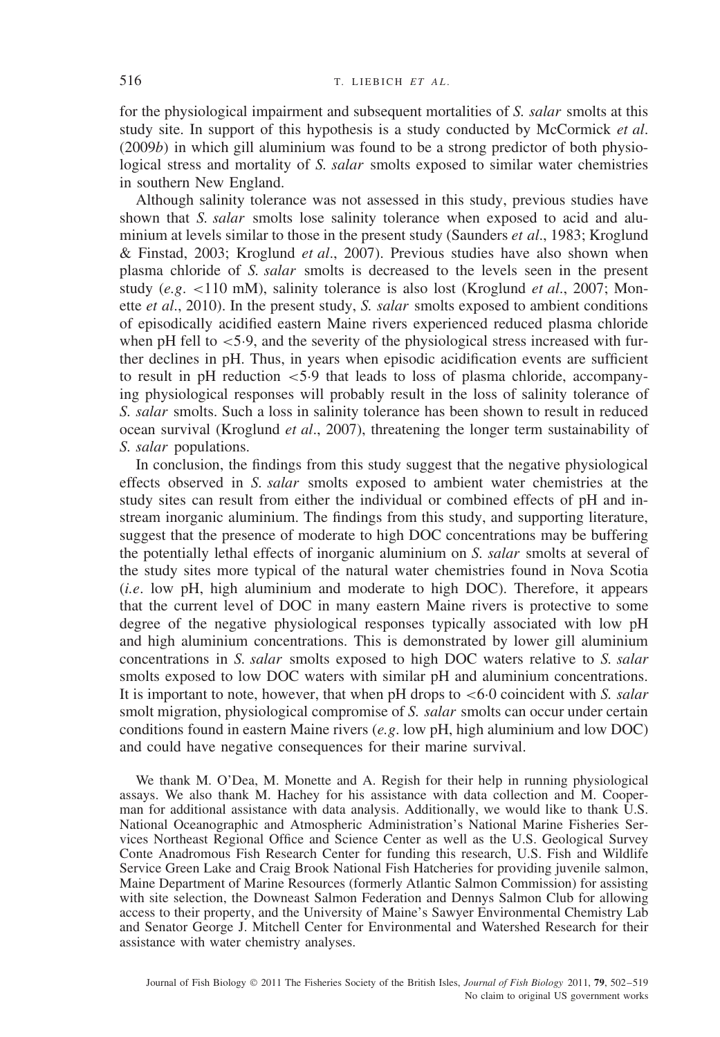for the physiological impairment and subsequent mortalities of *S. salar* smolts at this study site. In support of this hypothesis is a study conducted by McCormick *et al*. (2009*b*) in which gill aluminium was found to be a strong predictor of both physiological stress and mortality of *S. salar* smolts exposed to similar water chemistries in southern New England.

Although salinity tolerance was not assessed in this study, previous studies have shown that *S. salar* smolts lose salinity tolerance when exposed to acid and aluminium at levels similar to those in the present study (Saunders *et al*., 1983; Kroglund & Finstad, 2003; Kroglund *et al*., 2007). Previous studies have also shown when plasma chloride of *S. salar* smolts is decreased to the levels seen in the present study (*e.g*. <110 mM), salinity tolerance is also lost (Kroglund *et al*., 2007; Monette *et al*., 2010). In the present study, *S. salar* smolts exposed to ambient conditions of episodically acidified eastern Maine rivers experienced reduced plasma chloride when pH fell to <5·9, and the severity of the physiological stress increased with further declines in pH. Thus, in years when episodic acidification events are sufficient to result in pH reduction <5·9 that leads to loss of plasma chloride, accompanying physiological responses will probably result in the loss of salinity tolerance of *S. salar* smolts. Such a loss in salinity tolerance has been shown to result in reduced ocean survival (Kroglund *et al*., 2007), threatening the longer term sustainability of *S. salar* populations.

In conclusion, the findings from this study suggest that the negative physiological effects observed in *S. salar* smolts exposed to ambient water chemistries at the study sites can result from either the individual or combined effects of pH and in-stream inorganic aluminium. The findings from this study, and supporting literature, suggest that the presence of moderate to high DOC concentrations may be buffering the potentially lethal effects of inorganic aluminium on *S. salar* smolts at several of the study sites more typical of the natural water chemistries found in Nova Scotia (*i.e*. low pH, high aluminium and moderate to high DOC). Therefore, it appears that the current level of DOC in many eastern Maine rivers is protective to some degree of the negative physiological responses typically associated with low pH and high aluminium concentrations. This is demonstrated by lower gill aluminium concentrations in *S. salar* smolts exposed to high DOC waters relative to *S. salar* smolts exposed to low DOC waters with similar pH and aluminium concentrations. It is important to note, however, that when pH drops to <6·0 coincident with *S. salar* smolt migration, physiological compromise of *S. salar* smolts can occur under certain conditions found in eastern Maine rivers (*e.g*. low pH, high aluminium and low DOC) and could have negative consequences for their marine survival.

We thank M. O'Dea, M. Monette and A. Regish for their help in running physiological assays. We also thank M. Hachey for his assistance with data collection and M. Cooperman for additional assistance with data analysis. Additionally, we would like to thank U.S. National Oceanographic and Atmospheric Administration's National Marine Fisheries Services Northeast Regional Office and Science Center as well as the U.S. Geological Survey Conte Anadromous Fish Research Center for funding this research, U.S. Fish and Wildlife Service Green Lake and Craig Brook National Fish Hatcheries for providing juvenile salmon, Maine Department of Marine Resources (formerly Atlantic Salmon Commission) for assisting with site selection, the Downeast Salmon Federation and Dennys Salmon Club for allowing access to their property, and the University of Maine's Sawyer Environmental Chemistry Lab and Senator George J. Mitchell Center for Environmental and Watershed Research for their assistance with water chemistry analyses.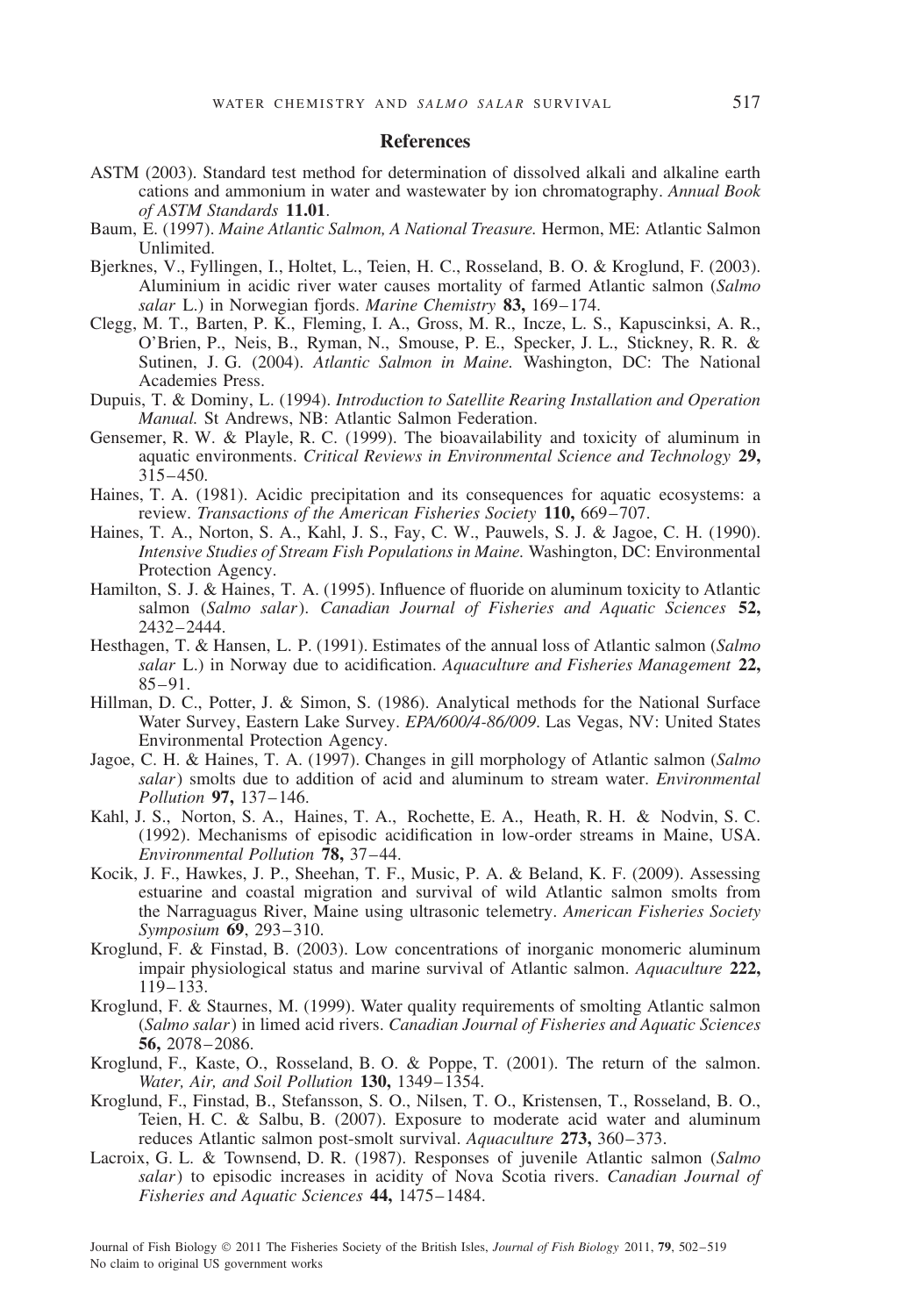## References

ASTM (2003). Standard test method for determination of dissolved alkali and alkaline earth cations and ammonium in water and wastewater by ion chromatography. *Annual Book of ASTM Standards* **11.01**.

Baum, E. (1997). *Maine Atlantic Salmon, A National Treasure.* Hermon, ME: Atlantic Salmon Unlimited.

Bjerknes, V., Fyllingen, I., Holtet, L., Teien, H. C., Rosseland, B. O. & Kroglund, F. (2003). Aluminium in acidic river water causes mortality of farmed Atlantic salmon (*Salmo salar* L.) in Norwegian fjords. *Marine Chemistry* **83,** 169–174.

Clegg, M. T., Barten, P. K., Fleming, I. A., Gross, M. R., Incze, L. S., Kapuscinksi, A. R., O'Brien, P., Neis, B., Ryman, N., Smouse, P. E., Specker, J. L., Stickney, R. R. & Sutinen, J. G. (2004). *Atlantic Salmon in Maine.* Washington, DC: The National Academies Press.

Dupuis, T. & Dominy, L. (1994). *Introduction to Satellite Rearing Installation and Operation Manual.* St Andrews, NB: Atlantic Salmon Federation.

Gensemer, R. W. & Playle, R. C. (1999). The bioavailability and toxicity of aluminum in aquatic environments. *Critical Reviews in Environmental Science and Technology* **29,** 315–450.

Haines, T. A. (1981). Acidic precipitation and its consequences for aquatic ecosystems: a review. *Transactions of the American Fisheries Society* **110,** 669–707.

Haines, T. A., Norton, S. A., Kahl, J. S., Fay, C. W., Pauwels, S. J. & Jagoe, C. H. (1990). *Intensive Studies of Stream Fish Populations in Maine.* Washington, DC: Environmental Protection Agency.

Hamilton, S. J. & Haines, T. A. (1995). Influence of fluoride on aluminum toxicity to Atlantic salmon (*Salmo salar*). *Canadian Journal of Fisheries and Aquatic Sciences* **52,** 2432–2444.

Hesthagen, T. & Hansen, L. P. (1991). Estimates of the annual loss of Atlantic salmon (*Salmo salar* L.) in Norway due to acidification. *Aquaculture and Fisheries Management* **22,** 85–91.

Hillman, D. C., Potter, J. & Simon, S. (1986). Analytical methods for the National Surface Water Survey, Eastern Lake Survey. *EPA/600/4-86/009*. Las Vegas, NV: United States Environmental Protection Agency.

Jagoe, C. H. & Haines, T. A. (1997). Changes in gill morphology of Atlantic salmon (*Salmo salar*) smolts due to addition of acid and aluminum to stream water. *Environmental Pollution* **97,** 137–146.

Kahl, J. S., Norton, S. A., Haines, T. A., Rochette, E. A., Heath, R. H. & Nodvin, S. C. (1992). Mechanisms of episodic acidification in low-order streams in Maine, USA. *Environmental Pollution* **78,** 37–44.

Kocik, J. F., Hawkes, J. P., Sheehan, T. F., Music, P. A. & Beland, K. F. (2009). Assessing estuarine and coastal migration and survival of wild Atlantic salmon smolts from the Narraguagus River, Maine using ultrasonic telemetry. *American Fisheries Society Symposium* **69**, 293–310.

Kroglund, F. & Finstad, B. (2003). Low concentrations of inorganic monomeric aluminum impair physiological status and marine survival of Atlantic salmon. *Aquaculture* **222,** 119–133.

Kroglund, F. & Staurnes, M. (1999). Water quality requirements of smolting Atlantic salmon (*Salmo salar*) in limed acid rivers. *Canadian Journal of Fisheries and Aquatic Sciences* **56,** 2078–2086.

Kroglund, F., Kaste, O., Rosseland, B. O. & Poppe, T. (2001). The return of the salmon. *Water, Air, and Soil Pollution* **130,** 1349–1354.

Kroglund, F., Finstad, B., Stefansson, S. O., Nilsen, T. O., Kristensen, T., Rosseland, B. O., Teien, H. C. & Salbu, B. (2007). Exposure to moderate acid water and aluminum reduces Atlantic salmon post-smolt survival. *Aquaculture* **273,** 360–373.

Lacroix, G. L. & Townsend, D. R. (1987). Responses of juvenile Atlantic salmon (*Salmo salar*) to episodic increases in acidity of Nova Scotia rivers. *Canadian Journal of Fisheries and Aquatic Sciences* **44,** 1475–1484.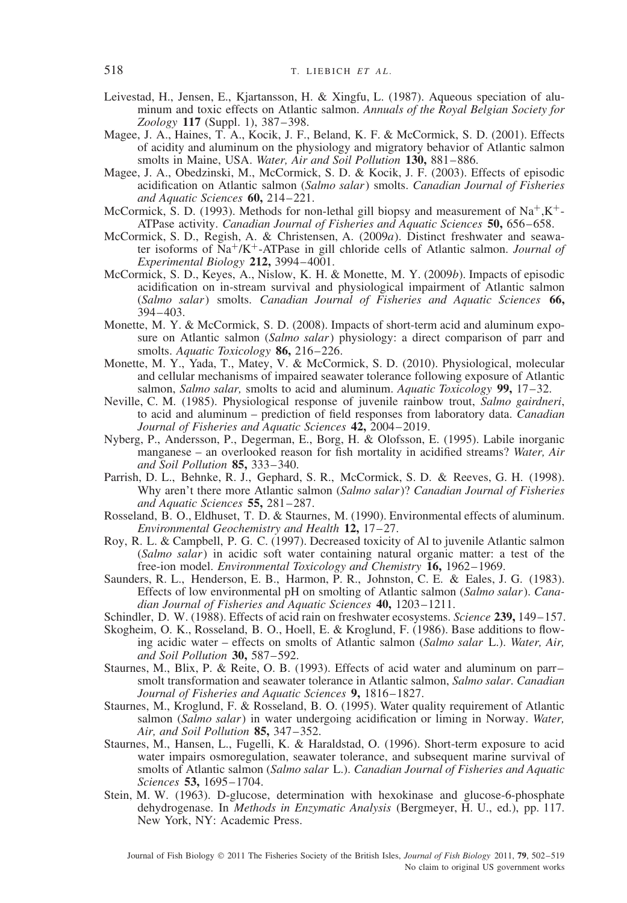Leivestad, H., Jensen, E., Kjartansson, H. & Xingfu, L. (1987). Aqueous speciation of aluminum and toxic effects on Atlantic salmon. *Annuals of the Royal Belgian Society for Zoology* **117** (Suppl. 1), 387–398.

Magee, J. A., Haines, T. A., Kocik, J. F., Beland, K. F. & McCormick, S. D. (2001). Effects of acidity and aluminum on the physiology and migratory behavior of Atlantic salmon smolts in Maine, USA. *Water, Air and Soil Pollution* **130,** 881–886.

Magee, J. A., Obedzinski, M., McCormick, S. D. & Kocik, J. F. (2003). Effects of episodic acidification on Atlantic salmon (*Salmo salar*) smolts. *Canadian Journal of Fisheries and Aquatic Sciences* **60,** 214–221.

McCormick, S. D. (1993). Methods for non-lethal gill biopsy and measurement of $Na^+$,$K^+$-ATPase activity. *Canadian Journal of Fisheries and Aquatic Sciences* **50,** 656–658.

McCormick, S. D., Regish, A. & Christensen, A. (2009*a*). Distinct freshwater and seawater isoforms of $Na^+$/$K^+$-ATPase in gill chloride cells of Atlantic salmon. *Journal of Experimental Biology* **212,** 3994–4001.

McCormick, S. D., Keyes, A., Nislow, K. H. & Monette, M. Y. (2009*b*). Impacts of episodic acidification on in-stream survival and physiological impairment of Atlantic salmon (*Salmo salar*) smolts. *Canadian Journal of Fisheries and Aquatic Sciences* **66,** 394–403.

Monette, M. Y. & McCormick, S. D. (2008). Impacts of short-term acid and aluminum exposure on Atlantic salmon (*Salmo salar*) physiology: a direct comparison of parr and smolts. *Aquatic Toxicology* **86,** 216–226.

Monette, M. Y., Yada, T., Matey, V. & McCormick, S. D. (2010). Physiological, molecular and cellular mechanisms of impaired seawater tolerance following exposure of Atlantic salmon, *Salmo salar,* smolts to acid and aluminum. *Aquatic Toxicology* **99,** 17–32.

Neville, C. M. (1985). Physiological response of juvenile rainbow trout, *Salmo gairdneri*, to acid and aluminum – prediction of field responses from laboratory data. *Canadian Journal of Fisheries and Aquatic Sciences* **42,** 2004–2019.

Nyberg, P., Andersson, P., Degerman, E., Borg, H. & Olofsson, E. (1995). Labile inorganic manganese – an overlooked reason for fish mortality in acidified streams? *Water, Air and Soil Pollution* **85,** 333–340.

Parrish, D. L., Behnke, R. J., Gephard, S. R., McCormick, S. D. & Reeves, G. H. (1998). Why aren't there more Atlantic salmon (*Salmo salar*)? *Canadian Journal of Fisheries and Aquatic Sciences* **55,** 281–287.

Rosseland, B. O., Eldhuset, T. D. & Staurnes, M. (1990). Environmental effects of aluminum. *Environmental Geochemistry and Health* **12,** 17–27.

Roy, R. L. & Campbell, P. G. C. (1997). Decreased toxicity of Al to juvenile Atlantic salmon (*Salmo salar*) in acidic soft water containing natural organic matter: a test of the free-ion model. *Environmental Toxicology and Chemistry* **16,** 1962–1969.

Saunders, R. L., Henderson, E. B., Harmon, P. R., Johnston, C. E. & Eales, J. G. (1983). Effects of low environmental pH on smolting of Atlantic salmon (*Salmo salar*). *Canadian Journal of Fisheries and Aquatic Sciences* **40,** 1203–1211.

Schindler, D. W. (1988). Effects of acid rain on freshwater ecosystems. *Science* **239,** 149–157.

Skogheim, O. K., Rosseland, B. O., Hoell, E. & Kroglund, F. (1986). Base additions to flowing acidic water – effects on smolts of Atlantic salmon (*Salmo salar* L.). *Water, Air, and Soil Pollution* **30,** 587–592.

Staurnes, M., Blix, P. & Reite, O. B. (1993). Effects of acid water and aluminum on parr–smolt transformation and seawater tolerance in Atlantic salmon, *Salmo salar*. *Canadian Journal of Fisheries and Aquatic Sciences* **9,** 1816–1827.

Staurnes, M., Kroglund, F. & Rosseland, B. O. (1995). Water quality requirement of Atlantic salmon (*Salmo salar*) in water undergoing acidification or liming in Norway. *Water, Air, and Soil Pollution* **85,** 347–352.

Staurnes, M., Hansen, L., Fugelli, K. & Haraldstad, O. (1996). Short-term exposure to acid water impairs osmoregulation, seawater tolerance, and subsequent marine survival of smolts of Atlantic salmon (*Salmo salar* L.). *Canadian Journal of Fisheries and Aquatic Sciences* **53,** 1695–1704.

Stein, M. W. (1963). D-glucose, determination with hexokinase and glucose-6-phosphate dehydrogenase. In *Methods in Enzymatic Analysis* (Bergmeyer, H. U., ed.), pp. 117. New York, NY: Academic Press.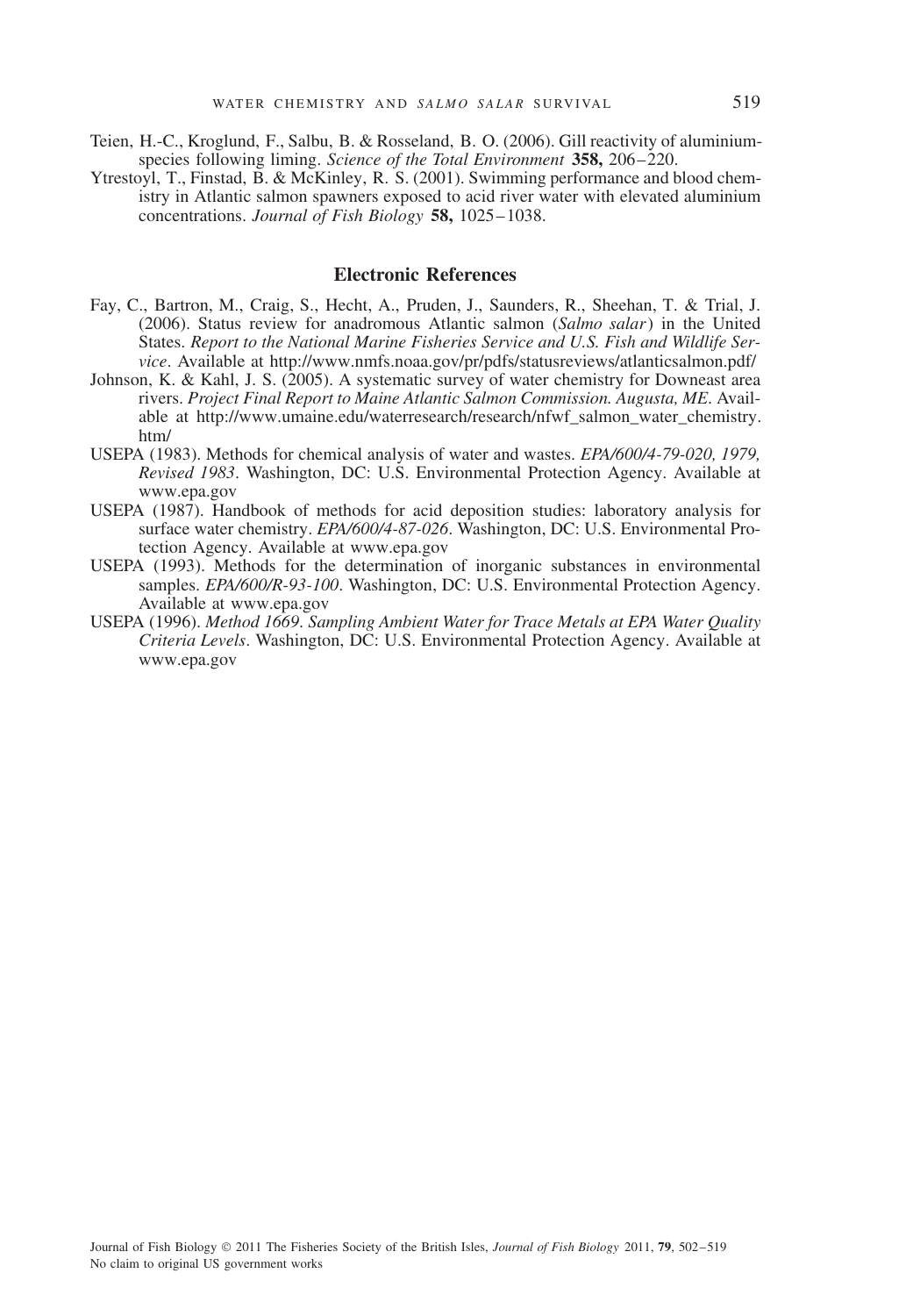Teien, H.-C., Kroglund, F., Salbu, B. & Rosseland, B. O. (2006). Gill reactivity of aluminium-species following liming. *Science of the Total Environment* **358,** 206–220.

Ytrestoyl, T., Finstad, B. & McKinley, R. S. (2001). Swimming performance and blood chemistry in Atlantic salmon spawners exposed to acid river water with elevated aluminium concentrations. *Journal of Fish Biology* **58,** 1025–1038.

## Electronic References

Fay, C., Bartron, M., Craig, S., Hecht, A., Pruden, J., Saunders, R., Sheehan, T. & Trial, J. (2006). Status review for anadromous Atlantic salmon (*Salmo salar*) in the United States. *Report to the National Marine Fisheries Service and U.S. Fish and Wildlife Service*. Available at http://www.nmfs.noaa.gov/pr/pdfs/statusreviews/atlanticsalmon.pdf/

Johnson, K. & Kahl, J. S. (2005). A systematic survey of water chemistry for Downeast area rivers. *Project Final Report to Maine Atlantic Salmon Commission. Augusta, ME*. Available at http://www.umaine.edu/waterresearch/research/nfwf_salmon_water_chemistry.htm/

USEPA (1983). Methods for chemical analysis of water and wastes. *EPA/600/4-79-020, 1979, Revised 1983*. Washington, DC: U.S. Environmental Protection Agency. Available at www.epa.gov

USEPA (1987). Handbook of methods for acid deposition studies: laboratory analysis for surface water chemistry. *EPA/600/4-87-026*. Washington, DC: U.S. Environmental Protection Agency. Available at www.epa.gov

USEPA (1993). Methods for the determination of inorganic substances in environmental samples. *EPA/600/R-93-100*. Washington, DC: U.S. Environmental Protection Agency. Available at www.epa.gov

USEPA (1996). *Method 1669. Sampling Ambient Water for Trace Metals at EPA Water Quality Criteria Levels*. Washington, DC: U.S. Environmental Protection Agency. Available at www.epa.gov